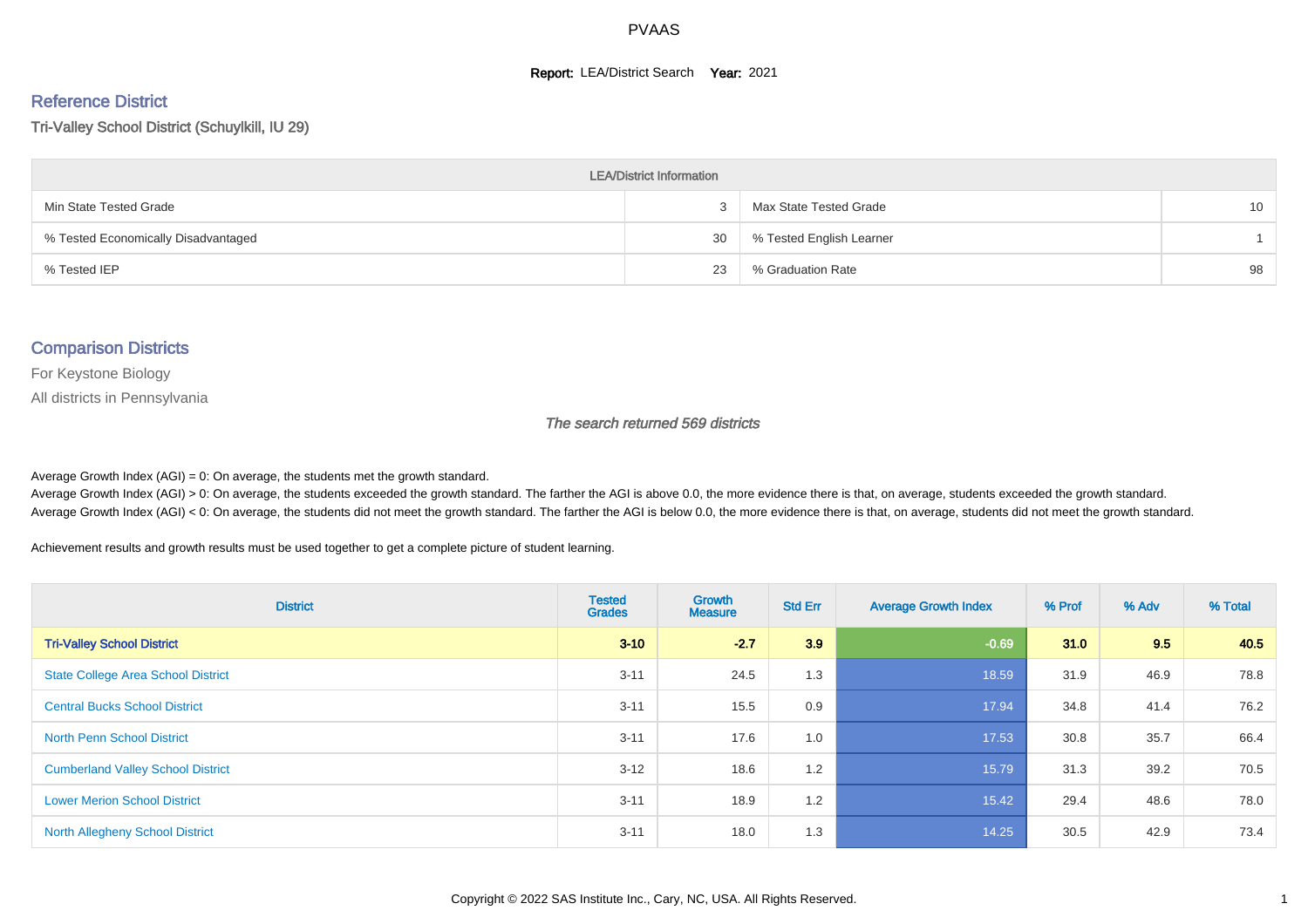# PVAAS

**Report:** LEA/District Search **Year:** 2021

## Reference District

Tri-Valley School District (Schuylkill, IU 29)

| LEA/District Information | | | |
|---|---|---|---|
| Min State Tested Grade | 3 | Max State Tested Grade | 10 |
| % Tested Economically Disadvantaged | 30 | % Tested English Learner | 1 |
| % Tested IEP | 23 | % Graduation Rate | 98 |

## Comparison Districts

For Keystone Biology

All districts in Pennsylvania

*The search returned 569 districts*

Average Growth Index (AGI) = 0: On average, the students met the growth standard.
Average Growth Index (AGI) > 0: On average, the students exceeded the growth standard. The farther the AGI is above 0.0, the more evidence there is that, on average, students exceeded the growth standard.
Average Growth Index (AGI) < 0: On average, the students did not meet the growth standard. The farther the AGI is below 0.0, the more evidence there is that, on average, students did not meet the growth standard.

Achievement results and growth results must be used together to get a complete picture of student learning.

| District | Tested Grades | Growth Measure | Std Err | Average Growth Index | % Prof | % Adv | % Total |
|---|---|---|---|---|---|---|---|
| **Tri-Valley School District** | **3-10** | **-2.7** | **3.9** | **-0.69** | **31.0** | **9.5** | **40.5** |
| State College Area School District | 3-11 | 24.5 | 1.3 | 18.59 | 31.9 | 46.9 | 78.8 |
| Central Bucks School District | 3-11 | 15.5 | 0.9 | 17.94 | 34.8 | 41.4 | 76.2 |
| North Penn School District | 3-11 | 17.6 | 1.0 | 17.53 | 30.8 | 35.7 | 66.4 |
| Cumberland Valley School District | 3-12 | 18.6 | 1.2 | 15.79 | 31.3 | 39.2 | 70.5 |
| Lower Merion School District | 3-11 | 18.9 | 1.2 | 15.42 | 29.4 | 48.6 | 78.0 |
| North Allegheny School District | 3-11 | 18.0 | 1.3 | 14.25 | 30.5 | 42.9 | 73.4 |

Copyright © 2022 SAS Institute Inc., Cary, NC, USA. All Rights Reserved.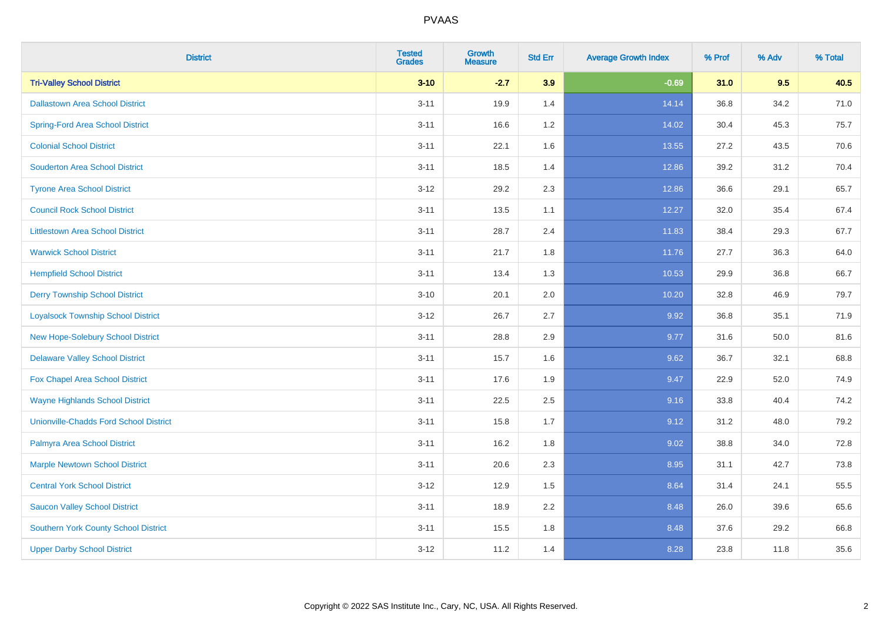| District | Tested Grades | Growth Measure | Std Err | Average Growth Index | % Prof | % Adv | % Total |
|---|---|---|---|---|---|---|---|
| **Tri-Valley School District** | **3-10** | **-2.7** | **3.9** | **-0.69** | **31.0** | **9.5** | **40.5** |
| Dallastown Area School District | 3-11 | 19.9 | 1.4 | 14.14 | 36.8 | 34.2 | 71.0 |
| Spring-Ford Area School District | 3-11 | 16.6 | 1.2 | 14.02 | 30.4 | 45.3 | 75.7 |
| Colonial School District | 3-11 | 22.1 | 1.6 | 13.55 | 27.2 | 43.5 | 70.6 |
| Souderton Area School District | 3-11 | 18.5 | 1.4 | 12.86 | 39.2 | 31.2 | 70.4 |
| Tyrone Area School District | 3-12 | 29.2 | 2.3 | 12.86 | 36.6 | 29.1 | 65.7 |
| Council Rock School District | 3-11 | 13.5 | 1.1 | 12.27 | 32.0 | 35.4 | 67.4 |
| Littlestown Area School District | 3-11 | 28.7 | 2.4 | 11.83 | 38.4 | 29.3 | 67.7 |
| Warwick School District | 3-11 | 21.7 | 1.8 | 11.76 | 27.7 | 36.3 | 64.0 |
| Hempfield School District | 3-11 | 13.4 | 1.3 | 10.53 | 29.9 | 36.8 | 66.7 |
| Derry Township School District | 3-10 | 20.1 | 2.0 | 10.20 | 32.8 | 46.9 | 79.7 |
| Loyalsock Township School District | 3-12 | 26.7 | 2.7 | 9.92 | 36.8 | 35.1 | 71.9 |
| New Hope-Solebury School District | 3-11 | 28.8 | 2.9 | 9.77 | 31.6 | 50.0 | 81.6 |
| Delaware Valley School District | 3-11 | 15.7 | 1.6 | 9.62 | 36.7 | 32.1 | 68.8 |
| Fox Chapel Area School District | 3-11 | 17.6 | 1.9 | 9.47 | 22.9 | 52.0 | 74.9 |
| Wayne Highlands School District | 3-11 | 22.5 | 2.5 | 9.16 | 33.8 | 40.4 | 74.2 |
| Unionville-Chadds Ford School District | 3-11 | 15.8 | 1.7 | 9.12 | 31.2 | 48.0 | 79.2 |
| Palmyra Area School District | 3-11 | 16.2 | 1.8 | 9.02 | 38.8 | 34.0 | 72.8 |
| Marple Newtown School District | 3-11 | 20.6 | 2.3 | 8.95 | 31.1 | 42.7 | 73.8 |
| Central York School District | 3-12 | 12.9 | 1.5 | 8.64 | 31.4 | 24.1 | 55.5 |
| Saucon Valley School District | 3-11 | 18.9 | 2.2 | 8.48 | 26.0 | 39.6 | 65.6 |
| Southern York County School District | 3-11 | 15.5 | 1.8 | 8.48 | 37.6 | 29.2 | 66.8 |
| Upper Darby School District | 3-12 | 11.2 | 1.4 | 8.28 | 23.8 | 11.8 | 35.6 |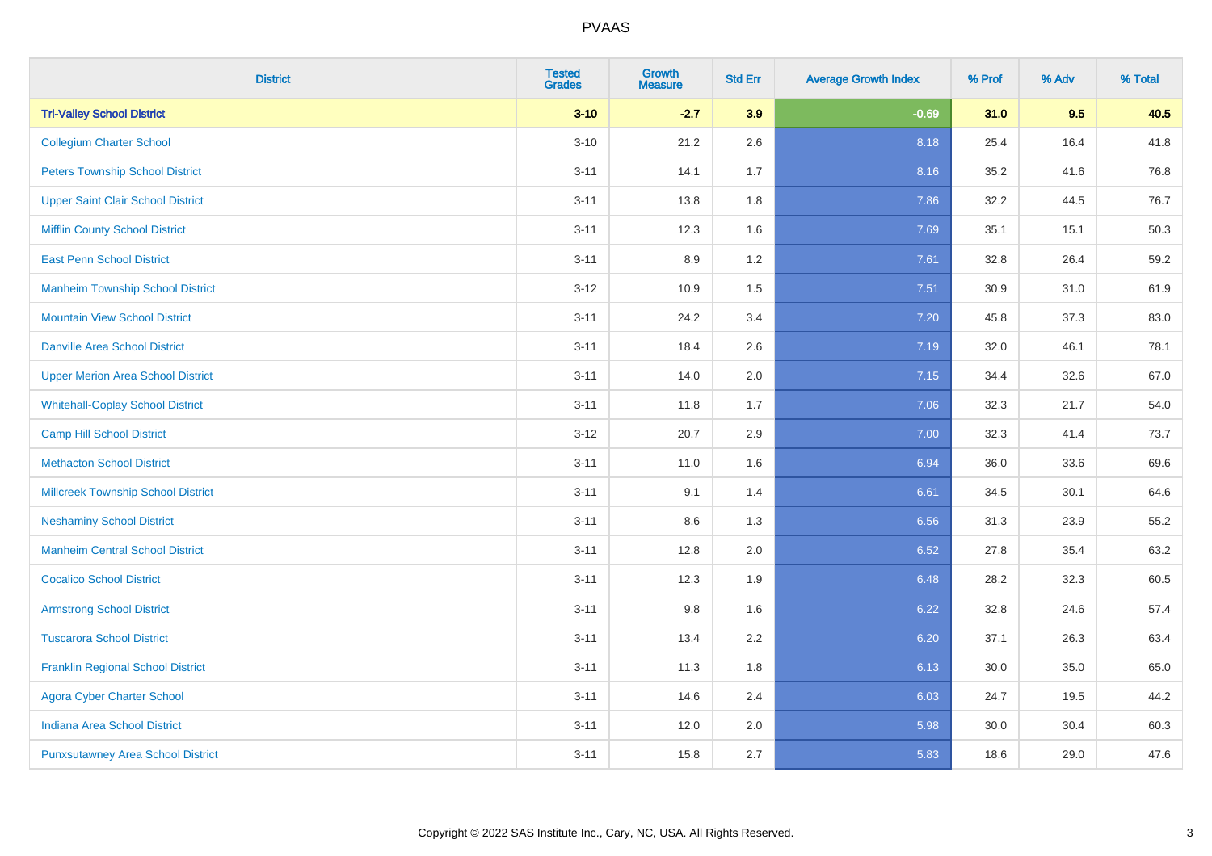# PVAAS

| District | Tested Grades | Growth Measure | Std Err | Average Growth Index | % Prof | % Adv | % Total |
|---|---|---|---|---|---|---|---|
| **Tri-Valley School District** | **3-10** | **-2.7** | **3.9** | **-0.69** | **31.0** | **9.5** | **40.5** |
| Collegium Charter School | 3-10 | 21.2 | 2.6 | 8.18 | 25.4 | 16.4 | 41.8 |
| Peters Township School District | 3-11 | 14.1 | 1.7 | 8.16 | 35.2 | 41.6 | 76.8 |
| Upper Saint Clair School District | 3-11 | 13.8 | 1.8 | 7.86 | 32.2 | 44.5 | 76.7 |
| Mifflin County School District | 3-11 | 12.3 | 1.6 | 7.69 | 35.1 | 15.1 | 50.3 |
| East Penn School District | 3-11 | 8.9 | 1.2 | 7.61 | 32.8 | 26.4 | 59.2 |
| Manheim Township School District | 3-12 | 10.9 | 1.5 | 7.51 | 30.9 | 31.0 | 61.9 |
| Mountain View School District | 3-11 | 24.2 | 3.4 | 7.20 | 45.8 | 37.3 | 83.0 |
| Danville Area School District | 3-11 | 18.4 | 2.6 | 7.19 | 32.0 | 46.1 | 78.1 |
| Upper Merion Area School District | 3-11 | 14.0 | 2.0 | 7.15 | 34.4 | 32.6 | 67.0 |
| Whitehall-Coplay School District | 3-11 | 11.8 | 1.7 | 7.06 | 32.3 | 21.7 | 54.0 |
| Camp Hill School District | 3-12 | 20.7 | 2.9 | 7.00 | 32.3 | 41.4 | 73.7 |
| Methacton School District | 3-11 | 11.0 | 1.6 | 6.94 | 36.0 | 33.6 | 69.6 |
| Millcreek Township School District | 3-11 | 9.1 | 1.4 | 6.61 | 34.5 | 30.1 | 64.6 |
| Neshaminy School District | 3-11 | 8.6 | 1.3 | 6.56 | 31.3 | 23.9 | 55.2 |
| Manheim Central School District | 3-11 | 12.8 | 2.0 | 6.52 | 27.8 | 35.4 | 63.2 |
| Cocalico School District | 3-11 | 12.3 | 1.9 | 6.48 | 28.2 | 32.3 | 60.5 |
| Armstrong School District | 3-11 | 9.8 | 1.6 | 6.22 | 32.8 | 24.6 | 57.4 |
| Tuscarora School District | 3-11 | 13.4 | 2.2 | 6.20 | 37.1 | 26.3 | 63.4 |
| Franklin Regional School District | 3-11 | 11.3 | 1.8 | 6.13 | 30.0 | 35.0 | 65.0 |
| Agora Cyber Charter School | 3-11 | 14.6 | 2.4 | 6.03 | 24.7 | 19.5 | 44.2 |
| Indiana Area School District | 3-11 | 12.0 | 2.0 | 5.98 | 30.0 | 30.4 | 60.3 |
| Punxsutawney Area School District | 3-11 | 15.8 | 2.7 | 5.83 | 18.6 | 29.0 | 47.6 |

Copyright © 2022 SAS Institute Inc., Cary, NC, USA. All Rights Reserved.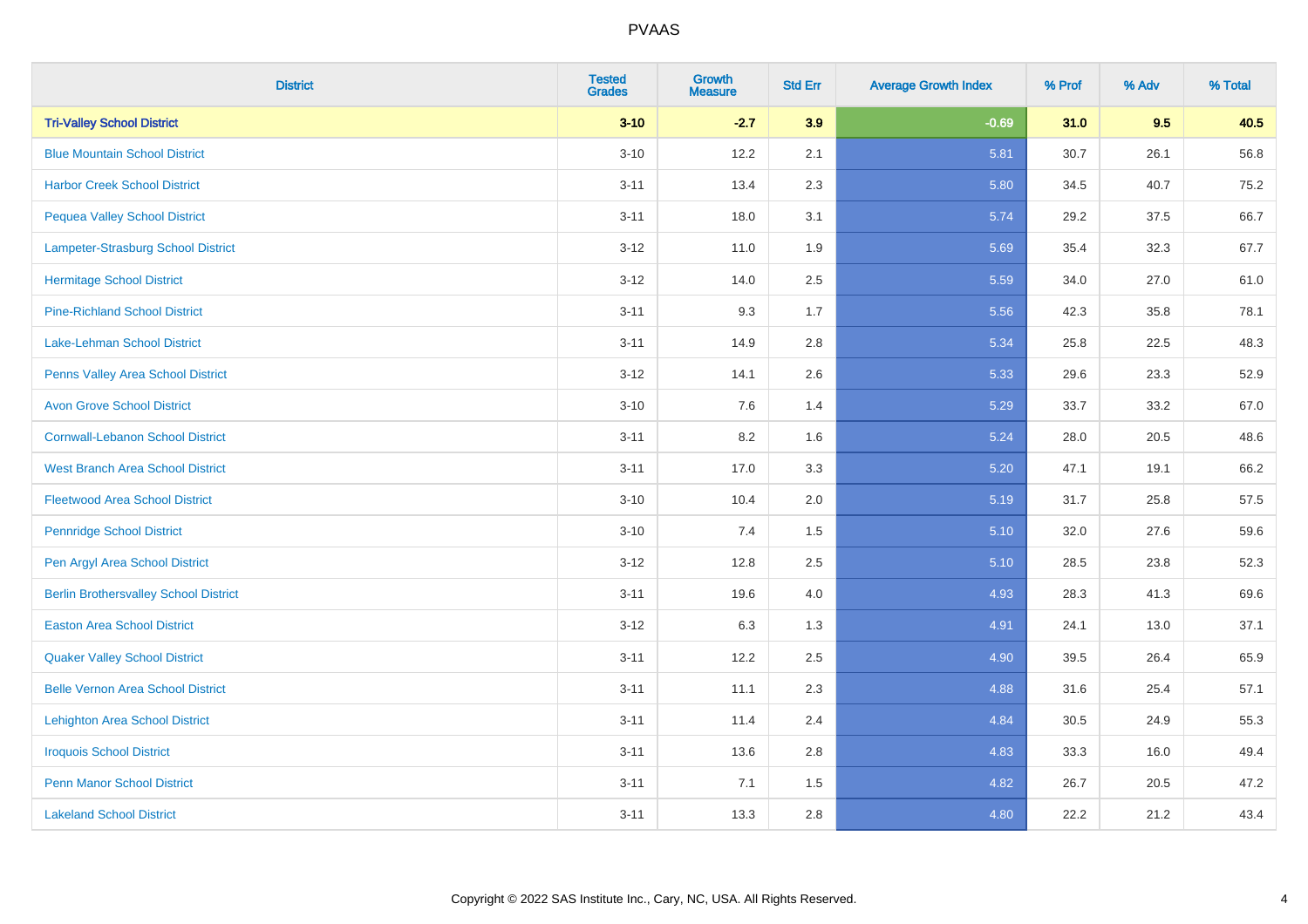| District | Tested Grades | Growth Measure | Std Err | Average Growth Index | % Prof | % Adv | % Total |
|---|---|---|---|---|---|---|---|
| **Tri-Valley School District** | **3-10** | **-2.7** | **3.9** | **-0.69** | **31.0** | **9.5** | **40.5** |
| Blue Mountain School District | 3-10 | 12.2 | 2.1 | 5.81 | 30.7 | 26.1 | 56.8 |
| Harbor Creek School District | 3-11 | 13.4 | 2.3 | 5.80 | 34.5 | 40.7 | 75.2 |
| Pequea Valley School District | 3-11 | 18.0 | 3.1 | 5.74 | 29.2 | 37.5 | 66.7 |
| Lampeter-Strasburg School District | 3-12 | 11.0 | 1.9 | 5.69 | 35.4 | 32.3 | 67.7 |
| Hermitage School District | 3-12 | 14.0 | 2.5 | 5.59 | 34.0 | 27.0 | 61.0 |
| Pine-Richland School District | 3-11 | 9.3 | 1.7 | 5.56 | 42.3 | 35.8 | 78.1 |
| Lake-Lehman School District | 3-11 | 14.9 | 2.8 | 5.34 | 25.8 | 22.5 | 48.3 |
| Penns Valley Area School District | 3-12 | 14.1 | 2.6 | 5.33 | 29.6 | 23.3 | 52.9 |
| Avon Grove School District | 3-10 | 7.6 | 1.4 | 5.29 | 33.7 | 33.2 | 67.0 |
| Cornwall-Lebanon School District | 3-11 | 8.2 | 1.6 | 5.24 | 28.0 | 20.5 | 48.6 |
| West Branch Area School District | 3-11 | 17.0 | 3.3 | 5.20 | 47.1 | 19.1 | 66.2 |
| Fleetwood Area School District | 3-10 | 10.4 | 2.0 | 5.19 | 31.7 | 25.8 | 57.5 |
| Pennridge School District | 3-10 | 7.4 | 1.5 | 5.10 | 32.0 | 27.6 | 59.6 |
| Pen Argyl Area School District | 3-12 | 12.8 | 2.5 | 5.10 | 28.5 | 23.8 | 52.3 |
| Berlin Brothersvalley School District | 3-11 | 19.6 | 4.0 | 4.93 | 28.3 | 41.3 | 69.6 |
| Easton Area School District | 3-12 | 6.3 | 1.3 | 4.91 | 24.1 | 13.0 | 37.1 |
| Quaker Valley School District | 3-11 | 12.2 | 2.5 | 4.90 | 39.5 | 26.4 | 65.9 |
| Belle Vernon Area School District | 3-11 | 11.1 | 2.3 | 4.88 | 31.6 | 25.4 | 57.1 |
| Lehighton Area School District | 3-11 | 11.4 | 2.4 | 4.84 | 30.5 | 24.9 | 55.3 |
| Iroquois School District | 3-11 | 13.6 | 2.8 | 4.83 | 33.3 | 16.0 | 49.4 |
| Penn Manor School District | 3-11 | 7.1 | 1.5 | 4.82 | 26.7 | 20.5 | 47.2 |
| Lakeland School District | 3-11 | 13.3 | 2.8 | 4.80 | 22.2 | 21.2 | 43.4 |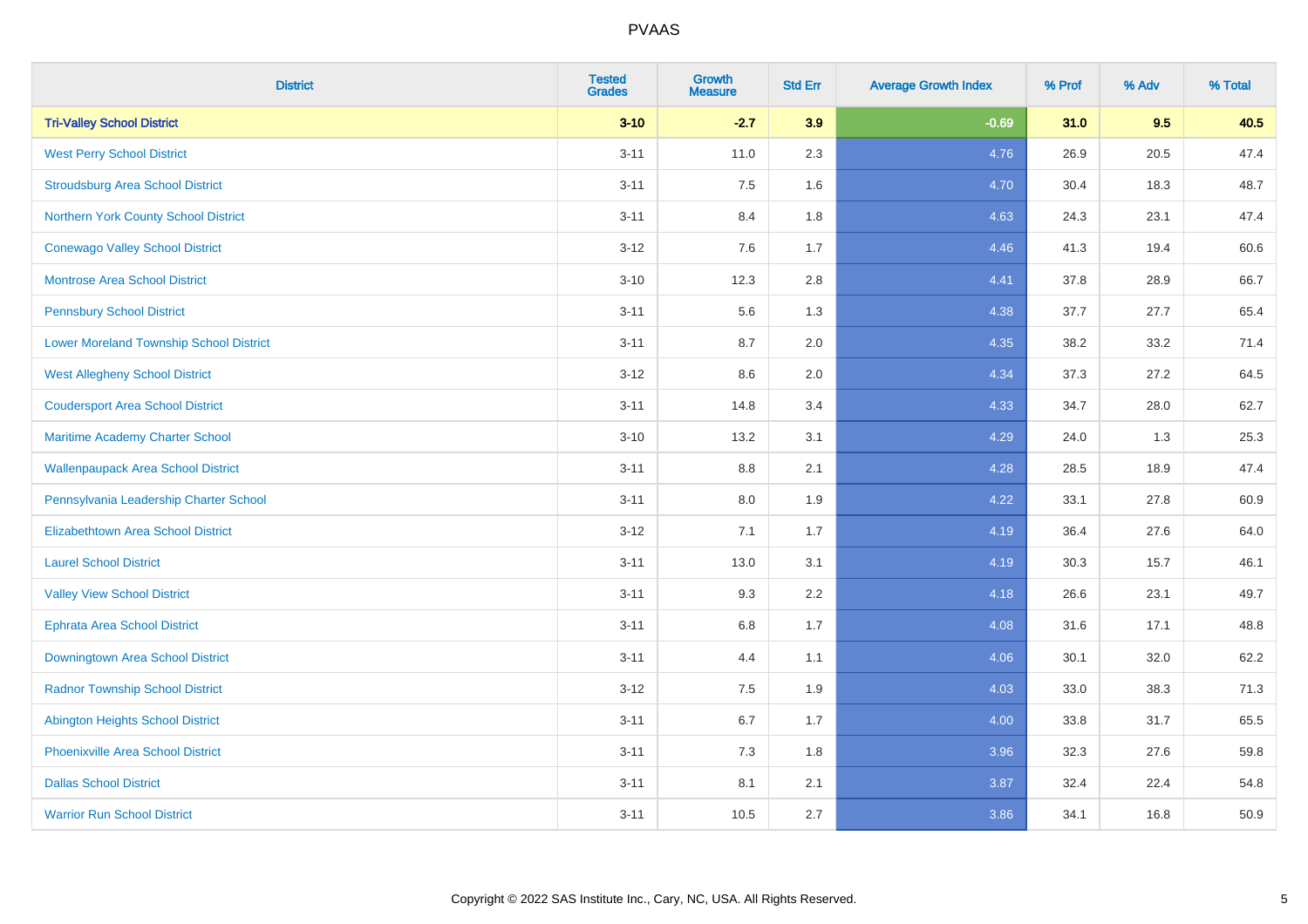| District | Tested Grades | Growth Measure | Std Err | Average Growth Index | % Prof | % Adv | % Total |
|---|---|---|---|---|---|---|---|
| **Tri-Valley School District** | **3-10** | **-2.7** | **3.9** | **-0.69** | **31.0** | **9.5** | **40.5** |
| West Perry School District | 3-11 | 11.0 | 2.3 | 4.76 | 26.9 | 20.5 | 47.4 |
| Stroudsburg Area School District | 3-11 | 7.5 | 1.6 | 4.70 | 30.4 | 18.3 | 48.7 |
| Northern York County School District | 3-11 | 8.4 | 1.8 | 4.63 | 24.3 | 23.1 | 47.4 |
| Conewago Valley School District | 3-12 | 7.6 | 1.7 | 4.46 | 41.3 | 19.4 | 60.6 |
| Montrose Area School District | 3-10 | 12.3 | 2.8 | 4.41 | 37.8 | 28.9 | 66.7 |
| Pennsbury School District | 3-11 | 5.6 | 1.3 | 4.38 | 37.7 | 27.7 | 65.4 |
| Lower Moreland Township School District | 3-11 | 8.7 | 2.0 | 4.35 | 38.2 | 33.2 | 71.4 |
| West Allegheny School District | 3-12 | 8.6 | 2.0 | 4.34 | 37.3 | 27.2 | 64.5 |
| Coudersport Area School District | 3-11 | 14.8 | 3.4 | 4.33 | 34.7 | 28.0 | 62.7 |
| Maritime Academy Charter School | 3-10 | 13.2 | 3.1 | 4.29 | 24.0 | 1.3 | 25.3 |
| Wallenpaupack Area School District | 3-11 | 8.8 | 2.1 | 4.28 | 28.5 | 18.9 | 47.4 |
| Pennsylvania Leadership Charter School | 3-11 | 8.0 | 1.9 | 4.22 | 33.1 | 27.8 | 60.9 |
| Elizabethtown Area School District | 3-12 | 7.1 | 1.7 | 4.19 | 36.4 | 27.6 | 64.0 |
| Laurel School District | 3-11 | 13.0 | 3.1 | 4.19 | 30.3 | 15.7 | 46.1 |
| Valley View School District | 3-11 | 9.3 | 2.2 | 4.18 | 26.6 | 23.1 | 49.7 |
| Ephrata Area School District | 3-11 | 6.8 | 1.7 | 4.08 | 31.6 | 17.1 | 48.8 |
| Downingtown Area School District | 3-11 | 4.4 | 1.1 | 4.06 | 30.1 | 32.0 | 62.2 |
| Radnor Township School District | 3-12 | 7.5 | 1.9 | 4.03 | 33.0 | 38.3 | 71.3 |
| Abington Heights School District | 3-11 | 6.7 | 1.7 | 4.00 | 33.8 | 31.7 | 65.5 |
| Phoenixville Area School District | 3-11 | 7.3 | 1.8 | 3.96 | 32.3 | 27.6 | 59.8 |
| Dallas School District | 3-11 | 8.1 | 2.1 | 3.87 | 32.4 | 22.4 | 54.8 |
| Warrior Run School District | 3-11 | 10.5 | 2.7 | 3.86 | 34.1 | 16.8 | 50.9 |

Copyright © 2022 SAS Institute Inc., Cary, NC, USA. All Rights Reserved.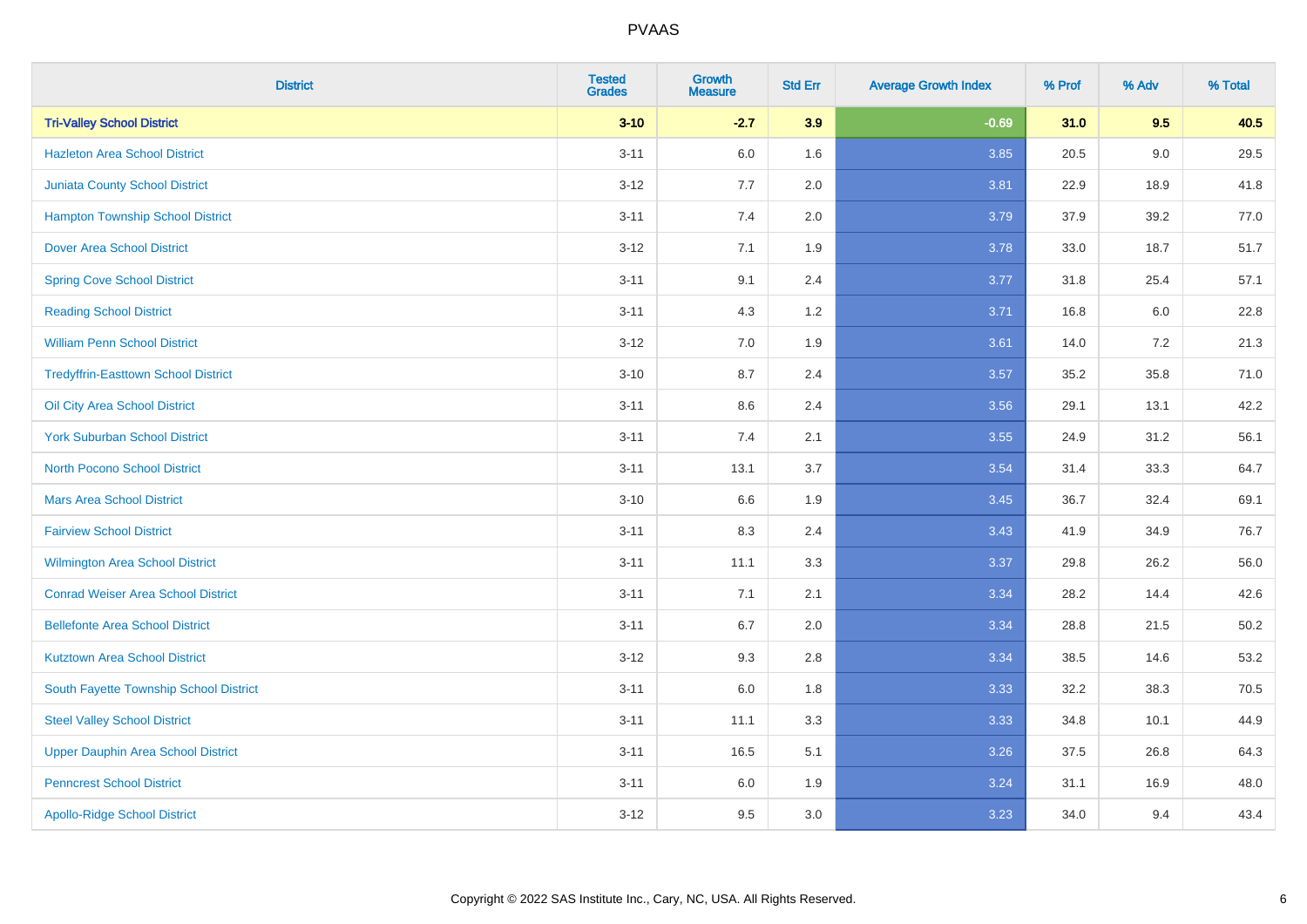# PVAAS

| District | Tested Grades | Growth Measure | Std Err | Average Growth Index | % Prof | % Adv | % Total |
|---|---|---|---|---|---|---|---|
| **Tri-Valley School District** | **3-10** | **-2.7** | **3.9** | **-0.69** | **31.0** | **9.5** | **40.5** |
| Hazleton Area School District | 3-11 | 6.0 | 1.6 | 3.85 | 20.5 | 9.0 | 29.5 |
| Juniata County School District | 3-12 | 7.7 | 2.0 | 3.81 | 22.9 | 18.9 | 41.8 |
| Hampton Township School District | 3-11 | 7.4 | 2.0 | 3.79 | 37.9 | 39.2 | 77.0 |
| Dover Area School District | 3-12 | 7.1 | 1.9 | 3.78 | 33.0 | 18.7 | 51.7 |
| Spring Cove School District | 3-11 | 9.1 | 2.4 | 3.77 | 31.8 | 25.4 | 57.1 |
| Reading School District | 3-11 | 4.3 | 1.2 | 3.71 | 16.8 | 6.0 | 22.8 |
| William Penn School District | 3-12 | 7.0 | 1.9 | 3.61 | 14.0 | 7.2 | 21.3 |
| Tredyffrin-Easttown School District | 3-10 | 8.7 | 2.4 | 3.57 | 35.2 | 35.8 | 71.0 |
| Oil City Area School District | 3-11 | 8.6 | 2.4 | 3.56 | 29.1 | 13.1 | 42.2 |
| York Suburban School District | 3-11 | 7.4 | 2.1 | 3.55 | 24.9 | 31.2 | 56.1 |
| North Pocono School District | 3-11 | 13.1 | 3.7 | 3.54 | 31.4 | 33.3 | 64.7 |
| Mars Area School District | 3-10 | 6.6 | 1.9 | 3.45 | 36.7 | 32.4 | 69.1 |
| Fairview School District | 3-11 | 8.3 | 2.4 | 3.43 | 41.9 | 34.9 | 76.7 |
| Wilmington Area School District | 3-11 | 11.1 | 3.3 | 3.37 | 29.8 | 26.2 | 56.0 |
| Conrad Weiser Area School District | 3-11 | 7.1 | 2.1 | 3.34 | 28.2 | 14.4 | 42.6 |
| Bellefonte Area School District | 3-11 | 6.7 | 2.0 | 3.34 | 28.8 | 21.5 | 50.2 |
| Kutztown Area School District | 3-12 | 9.3 | 2.8 | 3.34 | 38.5 | 14.6 | 53.2 |
| South Fayette Township School District | 3-11 | 6.0 | 1.8 | 3.33 | 32.2 | 38.3 | 70.5 |
| Steel Valley School District | 3-11 | 11.1 | 3.3 | 3.33 | 34.8 | 10.1 | 44.9 |
| Upper Dauphin Area School District | 3-11 | 16.5 | 5.1 | 3.26 | 37.5 | 26.8 | 64.3 |
| Penncrest School District | 3-11 | 6.0 | 1.9 | 3.24 | 31.1 | 16.9 | 48.0 |
| Apollo-Ridge School District | 3-12 | 9.5 | 3.0 | 3.23 | 34.0 | 9.4 | 43.4 |

Copyright © 2022 SAS Institute Inc., Cary, NC, USA. All Rights Reserved.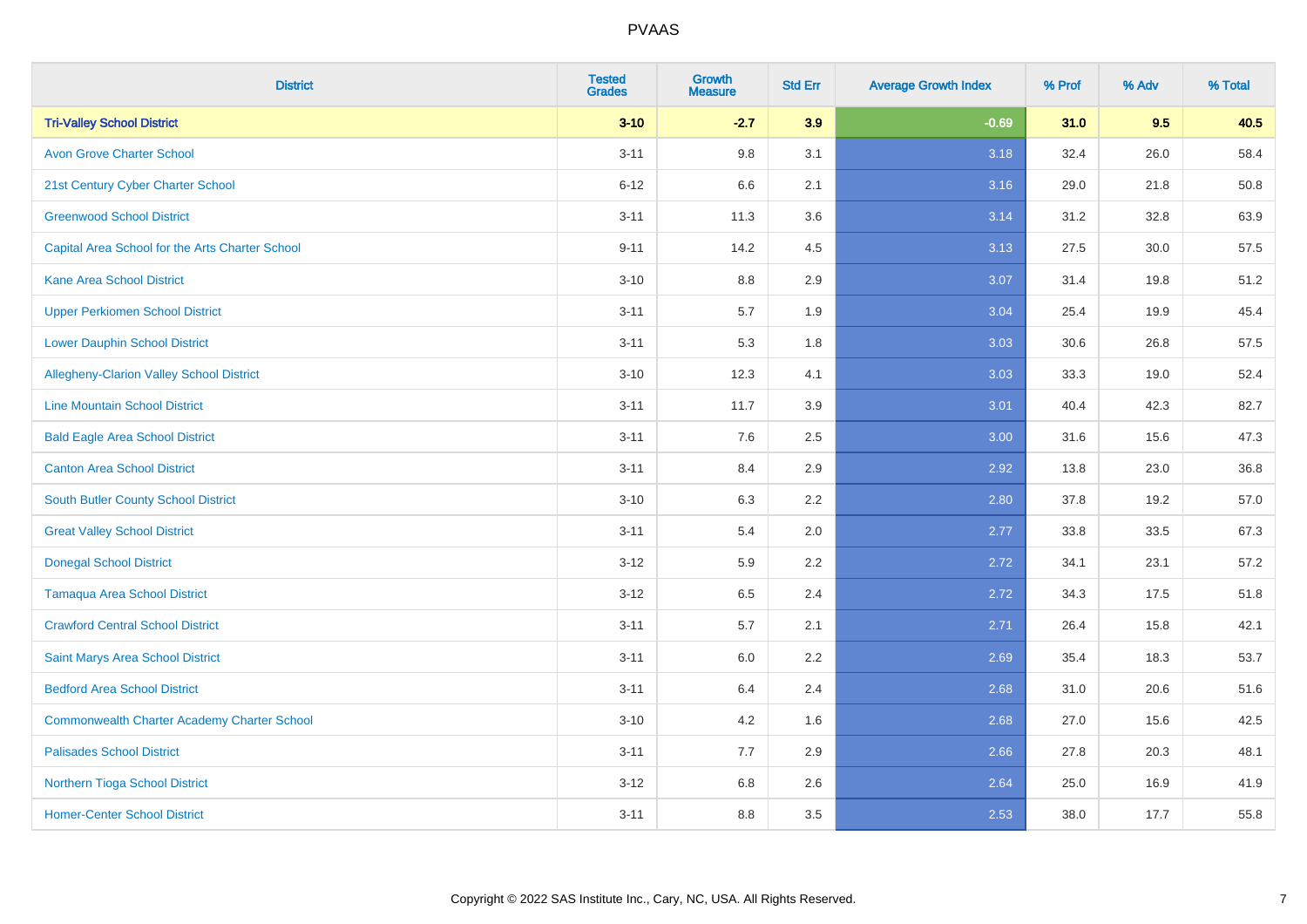| District | Tested Grades | Growth Measure | Std Err | Average Growth Index | % Prof | % Adv | % Total |
|---|---|---|---|---|---|---|---|
| **Tri-Valley School District** | **3-10** | **-2.7** | **3.9** | **-0.69** | **31.0** | **9.5** | **40.5** |
| Avon Grove Charter School | 3-11 | 9.8 | 3.1 | 3.18 | 32.4 | 26.0 | 58.4 |
| 21st Century Cyber Charter School | 6-12 | 6.6 | 2.1 | 3.16 | 29.0 | 21.8 | 50.8 |
| Greenwood School District | 3-11 | 11.3 | 3.6 | 3.14 | 31.2 | 32.8 | 63.9 |
| Capital Area School for the Arts Charter School | 9-11 | 14.2 | 4.5 | 3.13 | 27.5 | 30.0 | 57.5 |
| Kane Area School District | 3-10 | 8.8 | 2.9 | 3.07 | 31.4 | 19.8 | 51.2 |
| Upper Perkiomen School District | 3-11 | 5.7 | 1.9 | 3.04 | 25.4 | 19.9 | 45.4 |
| Lower Dauphin School District | 3-11 | 5.3 | 1.8 | 3.03 | 30.6 | 26.8 | 57.5 |
| Allegheny-Clarion Valley School District | 3-10 | 12.3 | 4.1 | 3.03 | 33.3 | 19.0 | 52.4 |
| Line Mountain School District | 3-11 | 11.7 | 3.9 | 3.01 | 40.4 | 42.3 | 82.7 |
| Bald Eagle Area School District | 3-11 | 7.6 | 2.5 | 3.00 | 31.6 | 15.6 | 47.3 |
| Canton Area School District | 3-11 | 8.4 | 2.9 | 2.92 | 13.8 | 23.0 | 36.8 |
| South Butler County School District | 3-10 | 6.3 | 2.2 | 2.80 | 37.8 | 19.2 | 57.0 |
| Great Valley School District | 3-11 | 5.4 | 2.0 | 2.77 | 33.8 | 33.5 | 67.3 |
| Donegal School District | 3-12 | 5.9 | 2.2 | 2.72 | 34.1 | 23.1 | 57.2 |
| Tamaqua Area School District | 3-12 | 6.5 | 2.4 | 2.72 | 34.3 | 17.5 | 51.8 |
| Crawford Central School District | 3-11 | 5.7 | 2.1 | 2.71 | 26.4 | 15.8 | 42.1 |
| Saint Marys Area School District | 3-11 | 6.0 | 2.2 | 2.69 | 35.4 | 18.3 | 53.7 |
| Bedford Area School District | 3-11 | 6.4 | 2.4 | 2.68 | 31.0 | 20.6 | 51.6 |
| Commonwealth Charter Academy Charter School | 3-10 | 4.2 | 1.6 | 2.68 | 27.0 | 15.6 | 42.5 |
| Palisades School District | 3-11 | 7.7 | 2.9 | 2.66 | 27.8 | 20.3 | 48.1 |
| Northern Tioga School District | 3-12 | 6.8 | 2.6 | 2.64 | 25.0 | 16.9 | 41.9 |
| Homer-Center School District | 3-11 | 8.8 | 3.5 | 2.53 | 38.0 | 17.7 | 55.8 |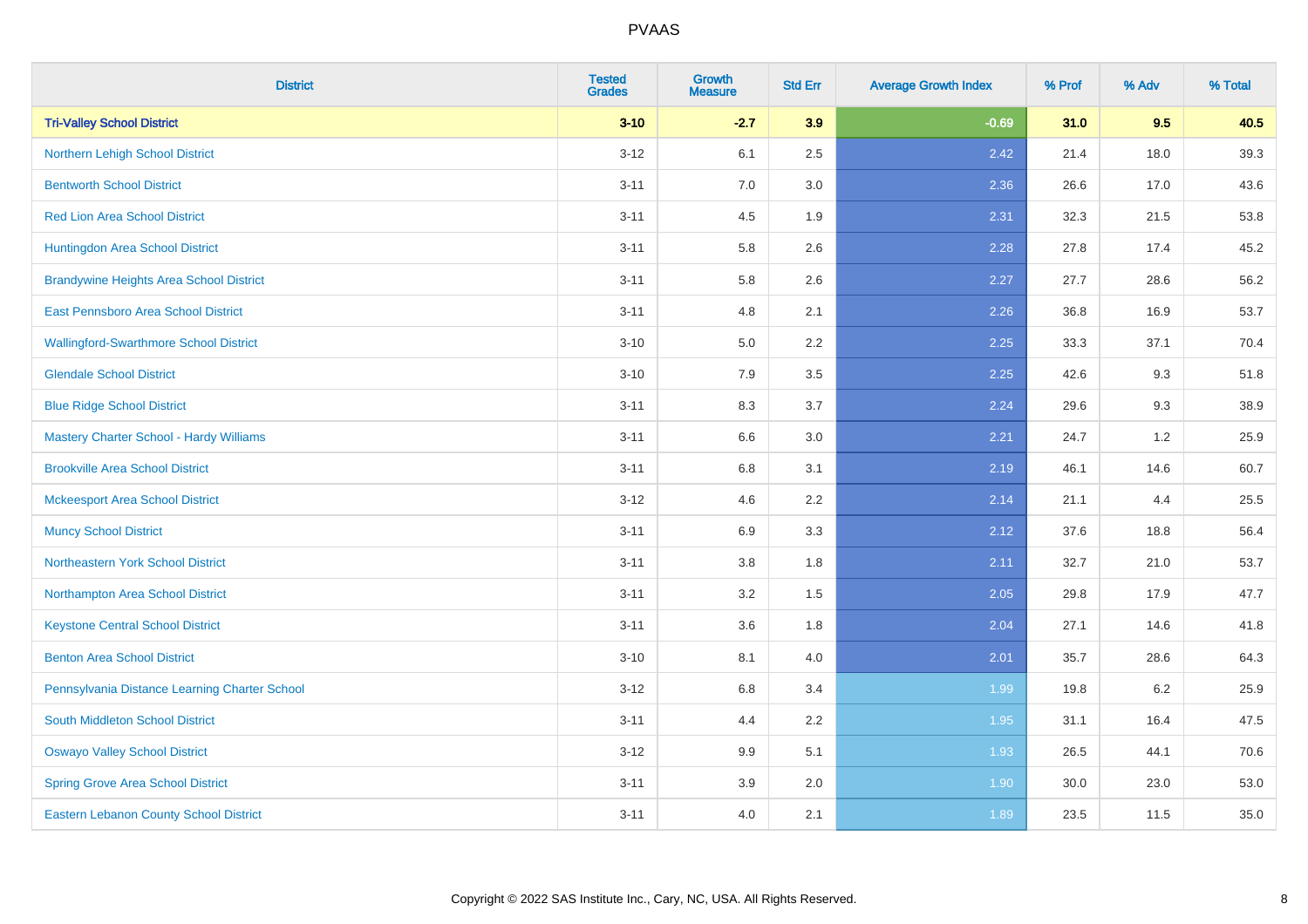| District | Tested Grades | Growth Measure | Std Err | Average Growth Index | % Prof | % Adv | % Total |
|---|---|---|---|---|---|---|---|
| **Tri-Valley School District** | **3-10** | **-2.7** | **3.9** | **-0.69** | **31.0** | **9.5** | **40.5** |
| Northern Lehigh School District | 3-12 | 6.1 | 2.5 | 2.42 | 21.4 | 18.0 | 39.3 |
| Bentworth School District | 3-11 | 7.0 | 3.0 | 2.36 | 26.6 | 17.0 | 43.6 |
| Red Lion Area School District | 3-11 | 4.5 | 1.9 | 2.31 | 32.3 | 21.5 | 53.8 |
| Huntingdon Area School District | 3-11 | 5.8 | 2.6 | 2.28 | 27.8 | 17.4 | 45.2 |
| Brandywine Heights Area School District | 3-11 | 5.8 | 2.6 | 2.27 | 27.7 | 28.6 | 56.2 |
| East Pennsboro Area School District | 3-11 | 4.8 | 2.1 | 2.26 | 36.8 | 16.9 | 53.7 |
| Wallingford-Swarthmore School District | 3-10 | 5.0 | 2.2 | 2.25 | 33.3 | 37.1 | 70.4 |
| Glendale School District | 3-10 | 7.9 | 3.5 | 2.25 | 42.6 | 9.3 | 51.8 |
| Blue Ridge School District | 3-11 | 8.3 | 3.7 | 2.24 | 29.6 | 9.3 | 38.9 |
| Mastery Charter School - Hardy Williams | 3-11 | 6.6 | 3.0 | 2.21 | 24.7 | 1.2 | 25.9 |
| Brookville Area School District | 3-11 | 6.8 | 3.1 | 2.19 | 46.1 | 14.6 | 60.7 |
| Mckeesport Area School District | 3-12 | 4.6 | 2.2 | 2.14 | 21.1 | 4.4 | 25.5 |
| Muncy School District | 3-11 | 6.9 | 3.3 | 2.12 | 37.6 | 18.8 | 56.4 |
| Northeastern York School District | 3-11 | 3.8 | 1.8 | 2.11 | 32.7 | 21.0 | 53.7 |
| Northampton Area School District | 3-11 | 3.2 | 1.5 | 2.05 | 29.8 | 17.9 | 47.7 |
| Keystone Central School District | 3-11 | 3.6 | 1.8 | 2.04 | 27.1 | 14.6 | 41.8 |
| Benton Area School District | 3-10 | 8.1 | 4.0 | 2.01 | 35.7 | 28.6 | 64.3 |
| Pennsylvania Distance Learning Charter School | 3-12 | 6.8 | 3.4 | 1.99 | 19.8 | 6.2 | 25.9 |
| South Middleton School District | 3-11 | 4.4 | 2.2 | 1.95 | 31.1 | 16.4 | 47.5 |
| Oswayo Valley School District | 3-12 | 9.9 | 5.1 | 1.93 | 26.5 | 44.1 | 70.6 |
| Spring Grove Area School District | 3-11 | 3.9 | 2.0 | 1.90 | 30.0 | 23.0 | 53.0 |
| Eastern Lebanon County School District | 3-11 | 4.0 | 2.1 | 1.89 | 23.5 | 11.5 | 35.0 |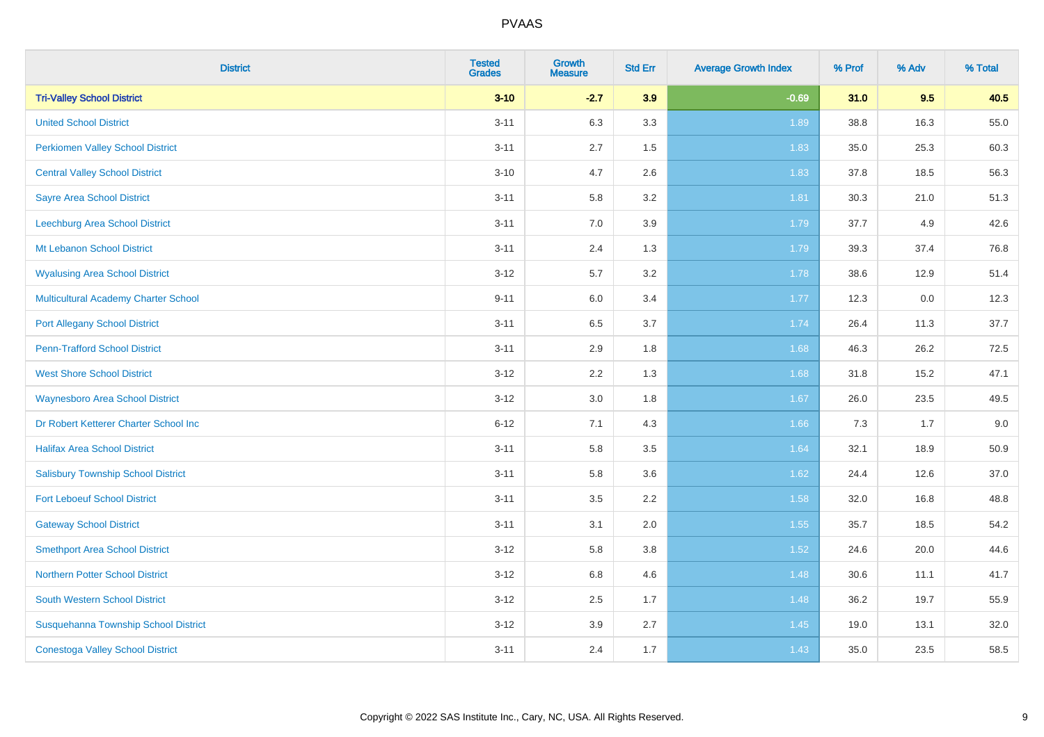| District | Tested Grades | Growth Measure | Std Err | Average Growth Index | % Prof | % Adv | % Total |
|---|---|---|---|---|---|---|---|
| **Tri-Valley School District** | **3-10** | **-2.7** | **3.9** | **-0.69** | **31.0** | **9.5** | **40.5** |
| United School District | 3-11 | 6.3 | 3.3 | 1.89 | 38.8 | 16.3 | 55.0 |
| Perkiomen Valley School District | 3-11 | 2.7 | 1.5 | 1.83 | 35.0 | 25.3 | 60.3 |
| Central Valley School District | 3-10 | 4.7 | 2.6 | 1.83 | 37.8 | 18.5 | 56.3 |
| Sayre Area School District | 3-11 | 5.8 | 3.2 | 1.81 | 30.3 | 21.0 | 51.3 |
| Leechburg Area School District | 3-11 | 7.0 | 3.9 | 1.79 | 37.7 | 4.9 | 42.6 |
| Mt Lebanon School District | 3-11 | 2.4 | 1.3 | 1.79 | 39.3 | 37.4 | 76.8 |
| Wyalusing Area School District | 3-12 | 5.7 | 3.2 | 1.78 | 38.6 | 12.9 | 51.4 |
| Multicultural Academy Charter School | 9-11 | 6.0 | 3.4 | 1.77 | 12.3 | 0.0 | 12.3 |
| Port Allegany School District | 3-11 | 6.5 | 3.7 | 1.74 | 26.4 | 11.3 | 37.7 |
| Penn-Trafford School District | 3-11 | 2.9 | 1.8 | 1.68 | 46.3 | 26.2 | 72.5 |
| West Shore School District | 3-12 | 2.2 | 1.3 | 1.68 | 31.8 | 15.2 | 47.1 |
| Waynesboro Area School District | 3-12 | 3.0 | 1.8 | 1.67 | 26.0 | 23.5 | 49.5 |
| Dr Robert Ketterer Charter School Inc | 6-12 | 7.1 | 4.3 | 1.66 | 7.3 | 1.7 | 9.0 |
| Halifax Area School District | 3-11 | 5.8 | 3.5 | 1.64 | 32.1 | 18.9 | 50.9 |
| Salisbury Township School District | 3-11 | 5.8 | 3.6 | 1.62 | 24.4 | 12.6 | 37.0 |
| Fort Leboeuf School District | 3-11 | 3.5 | 2.2 | 1.58 | 32.0 | 16.8 | 48.8 |
| Gateway School District | 3-11 | 3.1 | 2.0 | 1.55 | 35.7 | 18.5 | 54.2 |
| Smethport Area School District | 3-12 | 5.8 | 3.8 | 1.52 | 24.6 | 20.0 | 44.6 |
| Northern Potter School District | 3-12 | 6.8 | 4.6 | 1.48 | 30.6 | 11.1 | 41.7 |
| South Western School District | 3-12 | 2.5 | 1.7 | 1.48 | 36.2 | 19.7 | 55.9 |
| Susquehanna Township School District | 3-12 | 3.9 | 2.7 | 1.45 | 19.0 | 13.1 | 32.0 |
| Conestoga Valley School District | 3-11 | 2.4 | 1.7 | 1.43 | 35.0 | 23.5 | 58.5 |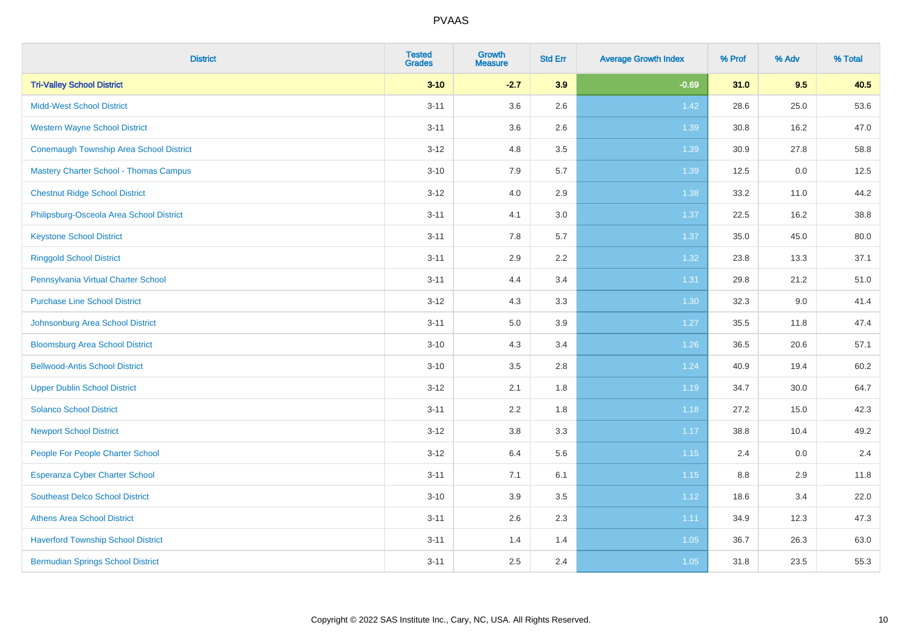| District | Tested Grades | Growth Measure | Std Err | Average Growth Index | % Prof | % Adv | % Total |
|---|---|---|---|---|---|---|---|
| **Tri-Valley School District** | **3-10** | **-2.7** | **3.9** | **-0.69** | **31.0** | **9.5** | **40.5** |
| Midd-West School District | 3-11 | 3.6 | 2.6 | 1.42 | 28.6 | 25.0 | 53.6 |
| Western Wayne School District | 3-11 | 3.6 | 2.6 | 1.39 | 30.8 | 16.2 | 47.0 |
| Conemaugh Township Area School District | 3-12 | 4.8 | 3.5 | 1.39 | 30.9 | 27.8 | 58.8 |
| Mastery Charter School - Thomas Campus | 3-10 | 7.9 | 5.7 | 1.39 | 12.5 | 0.0 | 12.5 |
| Chestnut Ridge School District | 3-12 | 4.0 | 2.9 | 1.38 | 33.2 | 11.0 | 44.2 |
| Philipsburg-Osceola Area School District | 3-11 | 4.1 | 3.0 | 1.37 | 22.5 | 16.2 | 38.8 |
| Keystone School District | 3-11 | 7.8 | 5.7 | 1.37 | 35.0 | 45.0 | 80.0 |
| Ringgold School District | 3-11 | 2.9 | 2.2 | 1.32 | 23.8 | 13.3 | 37.1 |
| Pennsylvania Virtual Charter School | 3-11 | 4.4 | 3.4 | 1.31 | 29.8 | 21.2 | 51.0 |
| Purchase Line School District | 3-12 | 4.3 | 3.3 | 1.30 | 32.3 | 9.0 | 41.4 |
| Johnsonburg Area School District | 3-11 | 5.0 | 3.9 | 1.27 | 35.5 | 11.8 | 47.4 |
| Bloomsburg Area School District | 3-10 | 4.3 | 3.4 | 1.26 | 36.5 | 20.6 | 57.1 |
| Bellwood-Antis School District | 3-10 | 3.5 | 2.8 | 1.24 | 40.9 | 19.4 | 60.2 |
| Upper Dublin School District | 3-12 | 2.1 | 1.8 | 1.19 | 34.7 | 30.0 | 64.7 |
| Solanco School District | 3-11 | 2.2 | 1.8 | 1.18 | 27.2 | 15.0 | 42.3 |
| Newport School District | 3-12 | 3.8 | 3.3 | 1.17 | 38.8 | 10.4 | 49.2 |
| People For People Charter School | 3-12 | 6.4 | 5.6 | 1.15 | 2.4 | 0.0 | 2.4 |
| Esperanza Cyber Charter School | 3-11 | 7.1 | 6.1 | 1.15 | 8.8 | 2.9 | 11.8 |
| Southeast Delco School District | 3-10 | 3.9 | 3.5 | 1.12 | 18.6 | 3.4 | 22.0 |
| Athens Area School District | 3-11 | 2.6 | 2.3 | 1.11 | 34.9 | 12.3 | 47.3 |
| Haverford Township School District | 3-11 | 1.4 | 1.4 | 1.05 | 36.7 | 26.3 | 63.0 |
| Bermudian Springs School District | 3-11 | 2.5 | 2.4 | 1.05 | 31.8 | 23.5 | 55.3 |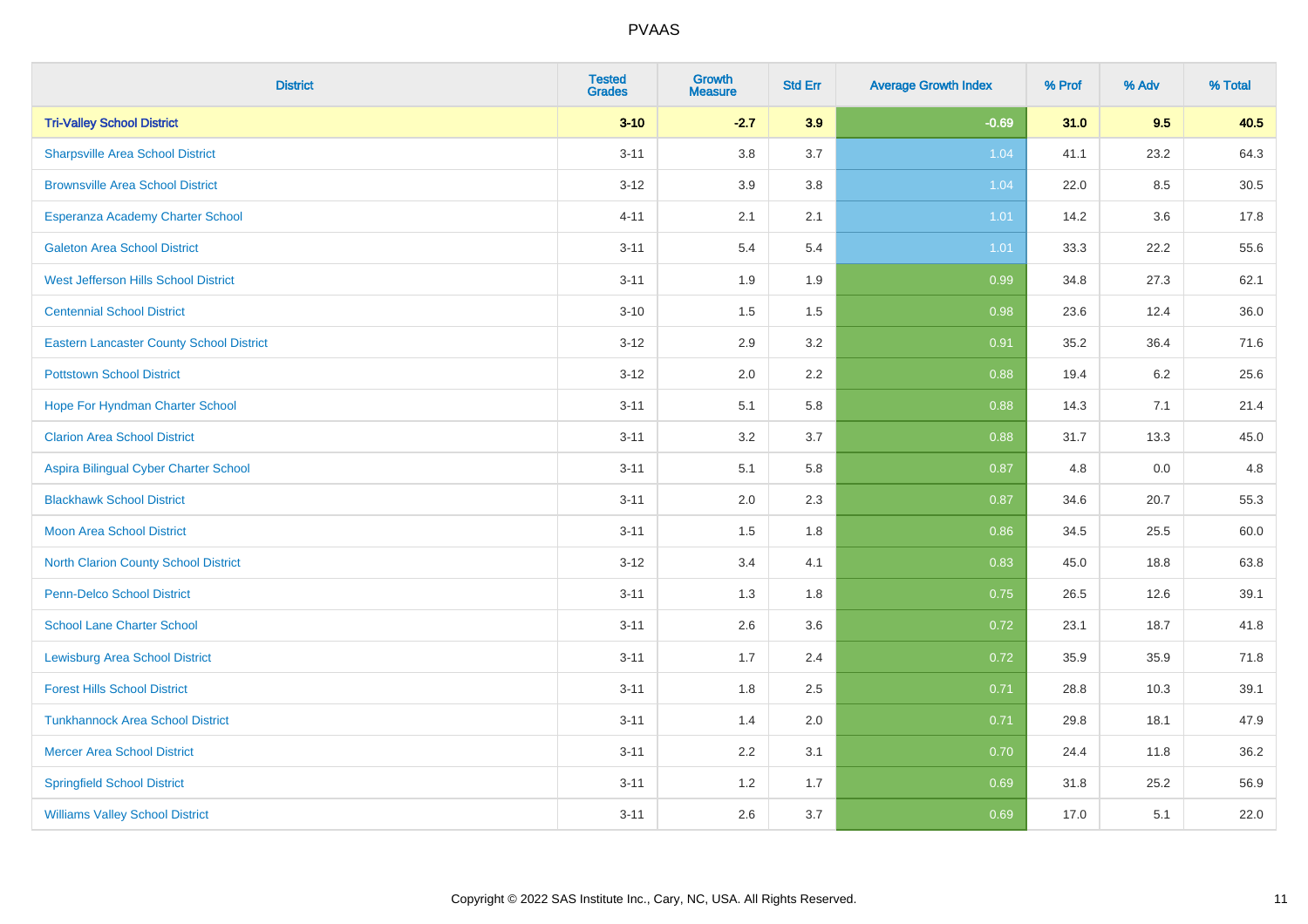# PVAAS

| District | Tested Grades | Growth Measure | Std Err | Average Growth Index | % Prof | % Adv | % Total |
|---|---|---|---|---|---|---|---|
| **Tri-Valley School District** | **3-10** | **-2.7** | **3.9** | **-0.69** | **31.0** | **9.5** | **40.5** |
| Sharpsville Area School District | 3-11 | 3.8 | 3.7 | 1.04 | 41.1 | 23.2 | 64.3 |
| Brownsville Area School District | 3-12 | 3.9 | 3.8 | 1.04 | 22.0 | 8.5 | 30.5 |
| Esperanza Academy Charter School | 4-11 | 2.1 | 2.1 | 1.01 | 14.2 | 3.6 | 17.8 |
| Galeton Area School District | 3-11 | 5.4 | 5.4 | 1.01 | 33.3 | 22.2 | 55.6 |
| West Jefferson Hills School District | 3-11 | 1.9 | 1.9 | 0.99 | 34.8 | 27.3 | 62.1 |
| Centennial School District | 3-10 | 1.5 | 1.5 | 0.98 | 23.6 | 12.4 | 36.0 |
| Eastern Lancaster County School District | 3-12 | 2.9 | 3.2 | 0.91 | 35.2 | 36.4 | 71.6 |
| Pottstown School District | 3-12 | 2.0 | 2.2 | 0.88 | 19.4 | 6.2 | 25.6 |
| Hope For Hyndman Charter School | 3-11 | 5.1 | 5.8 | 0.88 | 14.3 | 7.1 | 21.4 |
| Clarion Area School District | 3-11 | 3.2 | 3.7 | 0.88 | 31.7 | 13.3 | 45.0 |
| Aspira Bilingual Cyber Charter School | 3-11 | 5.1 | 5.8 | 0.87 | 4.8 | 0.0 | 4.8 |
| Blackhawk School District | 3-11 | 2.0 | 2.3 | 0.87 | 34.6 | 20.7 | 55.3 |
| Moon Area School District | 3-11 | 1.5 | 1.8 | 0.86 | 34.5 | 25.5 | 60.0 |
| North Clarion County School District | 3-12 | 3.4 | 4.1 | 0.83 | 45.0 | 18.8 | 63.8 |
| Penn-Delco School District | 3-11 | 1.3 | 1.8 | 0.75 | 26.5 | 12.6 | 39.1 |
| School Lane Charter School | 3-11 | 2.6 | 3.6 | 0.72 | 23.1 | 18.7 | 41.8 |
| Lewisburg Area School District | 3-11 | 1.7 | 2.4 | 0.72 | 35.9 | 35.9 | 71.8 |
| Forest Hills School District | 3-11 | 1.8 | 2.5 | 0.71 | 28.8 | 10.3 | 39.1 |
| Tunkhannock Area School District | 3-11 | 1.4 | 2.0 | 0.71 | 29.8 | 18.1 | 47.9 |
| Mercer Area School District | 3-11 | 2.2 | 3.1 | 0.70 | 24.4 | 11.8 | 36.2 |
| Springfield School District | 3-11 | 1.2 | 1.7 | 0.69 | 31.8 | 25.2 | 56.9 |
| Williams Valley School District | 3-11 | 2.6 | 3.7 | 0.69 | 17.0 | 5.1 | 22.0 |

Copyright © 2022 SAS Institute Inc., Cary, NC, USA. All Rights Reserved.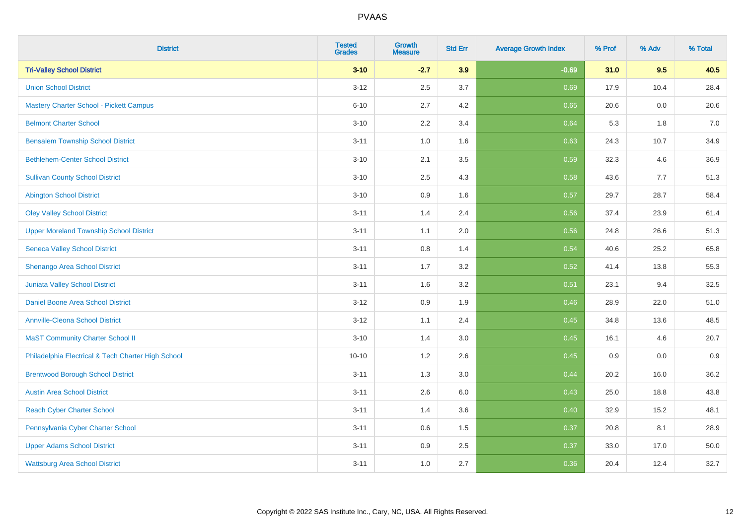# PVAAS

| District | Tested Grades | Growth Measure | Std Err | Average Growth Index | % Prof | % Adv | % Total |
|---|---|---|---|---|---|---|---|
| **Tri-Valley School District** | **3-10** | **-2.7** | **3.9** | **-0.69** | **31.0** | **9.5** | **40.5** |
| Union School District | 3-12 | 2.5 | 3.7 | 0.69 | 17.9 | 10.4 | 28.4 |
| Mastery Charter School - Pickett Campus | 6-10 | 2.7 | 4.2 | 0.65 | 20.6 | 0.0 | 20.6 |
| Belmont Charter School | 3-10 | 2.2 | 3.4 | 0.64 | 5.3 | 1.8 | 7.0 |
| Bensalem Township School District | 3-11 | 1.0 | 1.6 | 0.63 | 24.3 | 10.7 | 34.9 |
| Bethlehem-Center School District | 3-10 | 2.1 | 3.5 | 0.59 | 32.3 | 4.6 | 36.9 |
| Sullivan County School District | 3-10 | 2.5 | 4.3 | 0.58 | 43.6 | 7.7 | 51.3 |
| Abington School District | 3-10 | 0.9 | 1.6 | 0.57 | 29.7 | 28.7 | 58.4 |
| Oley Valley School District | 3-11 | 1.4 | 2.4 | 0.56 | 37.4 | 23.9 | 61.4 |
| Upper Moreland Township School District | 3-11 | 1.1 | 2.0 | 0.56 | 24.8 | 26.6 | 51.3 |
| Seneca Valley School District | 3-11 | 0.8 | 1.4 | 0.54 | 40.6 | 25.2 | 65.8 |
| Shenango Area School District | 3-11 | 1.7 | 3.2 | 0.52 | 41.4 | 13.8 | 55.3 |
| Juniata Valley School District | 3-11 | 1.6 | 3.2 | 0.51 | 23.1 | 9.4 | 32.5 |
| Daniel Boone Area School District | 3-12 | 0.9 | 1.9 | 0.46 | 28.9 | 22.0 | 51.0 |
| Annville-Cleona School District | 3-12 | 1.1 | 2.4 | 0.45 | 34.8 | 13.6 | 48.5 |
| MaST Community Charter School II | 3-10 | 1.4 | 3.0 | 0.45 | 16.1 | 4.6 | 20.7 |
| Philadelphia Electrical & Tech Charter High School | 10-10 | 1.2 | 2.6 | 0.45 | 0.9 | 0.0 | 0.9 |
| Brentwood Borough School District | 3-11 | 1.3 | 3.0 | 0.44 | 20.2 | 16.0 | 36.2 |
| Austin Area School District | 3-11 | 2.6 | 6.0 | 0.43 | 25.0 | 18.8 | 43.8 |
| Reach Cyber Charter School | 3-11 | 1.4 | 3.6 | 0.40 | 32.9 | 15.2 | 48.1 |
| Pennsylvania Cyber Charter School | 3-11 | 0.6 | 1.5 | 0.37 | 20.8 | 8.1 | 28.9 |
| Upper Adams School District | 3-11 | 0.9 | 2.5 | 0.37 | 33.0 | 17.0 | 50.0 |
| Wattsburg Area School District | 3-11 | 1.0 | 2.7 | 0.36 | 20.4 | 12.4 | 32.7 |

Copyright © 2022 SAS Institute Inc., Cary, NC, USA. All Rights Reserved.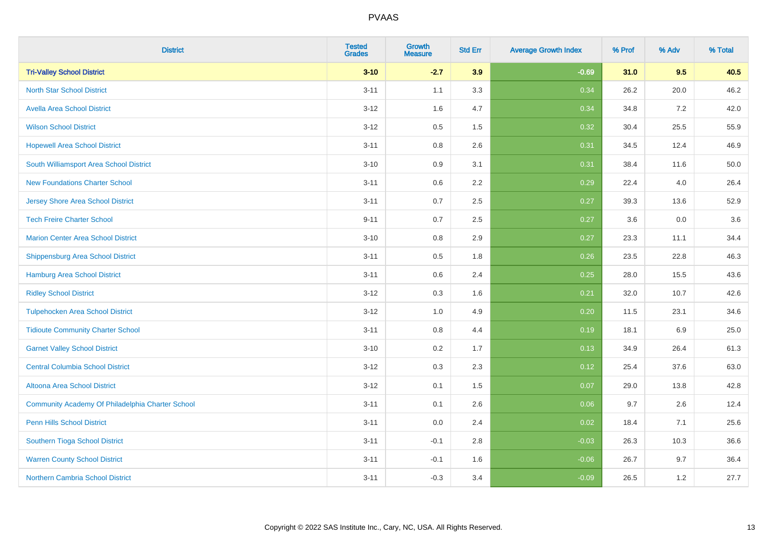# PVAAS

| District | Tested Grades | Growth Measure | Std Err | Average Growth Index | % Prof | % Adv | % Total |
|---|---|---|---|---|---|---|---|
| **Tri-Valley School District** | **3-10** | **-2.7** | **3.9** | **-0.69** | **31.0** | **9.5** | **40.5** |
| North Star School District | 3-11 | 1.1 | 3.3 | 0.34 | 26.2 | 20.0 | 46.2 |
| Avella Area School District | 3-12 | 1.6 | 4.7 | 0.34 | 34.8 | 7.2 | 42.0 |
| Wilson School District | 3-12 | 0.5 | 1.5 | 0.32 | 30.4 | 25.5 | 55.9 |
| Hopewell Area School District | 3-11 | 0.8 | 2.6 | 0.31 | 34.5 | 12.4 | 46.9 |
| South Williamsport Area School District | 3-10 | 0.9 | 3.1 | 0.31 | 38.4 | 11.6 | 50.0 |
| New Foundations Charter School | 3-11 | 0.6 | 2.2 | 0.29 | 22.4 | 4.0 | 26.4 |
| Jersey Shore Area School District | 3-11 | 0.7 | 2.5 | 0.27 | 39.3 | 13.6 | 52.9 |
| Tech Freire Charter School | 9-11 | 0.7 | 2.5 | 0.27 | 3.6 | 0.0 | 3.6 |
| Marion Center Area School District | 3-10 | 0.8 | 2.9 | 0.27 | 23.3 | 11.1 | 34.4 |
| Shippensburg Area School District | 3-11 | 0.5 | 1.8 | 0.26 | 23.5 | 22.8 | 46.3 |
| Hamburg Area School District | 3-11 | 0.6 | 2.4 | 0.25 | 28.0 | 15.5 | 43.6 |
| Ridley School District | 3-12 | 0.3 | 1.6 | 0.21 | 32.0 | 10.7 | 42.6 |
| Tulpehocken Area School District | 3-12 | 1.0 | 4.9 | 0.20 | 11.5 | 23.1 | 34.6 |
| Tidioute Community Charter School | 3-11 | 0.8 | 4.4 | 0.19 | 18.1 | 6.9 | 25.0 |
| Garnet Valley School District | 3-10 | 0.2 | 1.7 | 0.13 | 34.9 | 26.4 | 61.3 |
| Central Columbia School District | 3-12 | 0.3 | 2.3 | 0.12 | 25.4 | 37.6 | 63.0 |
| Altoona Area School District | 3-12 | 0.1 | 1.5 | 0.07 | 29.0 | 13.8 | 42.8 |
| Community Academy Of Philadelphia Charter School | 3-11 | 0.1 | 2.6 | 0.06 | 9.7 | 2.6 | 12.4 |
| Penn Hills School District | 3-11 | 0.0 | 2.4 | 0.02 | 18.4 | 7.1 | 25.6 |
| Southern Tioga School District | 3-11 | -0.1 | 2.8 | -0.03 | 26.3 | 10.3 | 36.6 |
| Warren County School District | 3-11 | -0.1 | 1.6 | -0.06 | 26.7 | 9.7 | 36.4 |
| Northern Cambria School District | 3-11 | -0.3 | 3.4 | -0.09 | 26.5 | 1.2 | 27.7 |

Copyright © 2022 SAS Institute Inc., Cary, NC, USA. All Rights Reserved.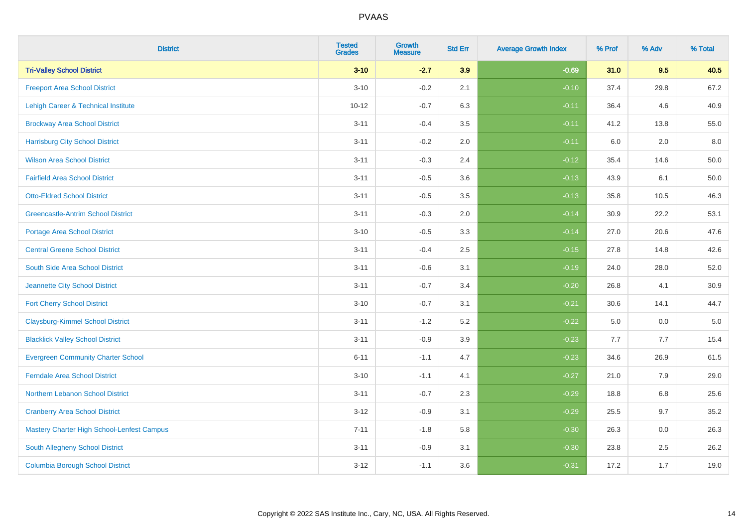| District | Tested Grades | Growth Measure | Std Err | Average Growth Index | % Prof | % Adv | % Total |
|---|---|---|---|---|---|---|---|
| **Tri-Valley School District** | **3-10** | **-2.7** | **3.9** | **-0.69** | **31.0** | **9.5** | **40.5** |
| Freeport Area School District | 3-10 | -0.2 | 2.1 | -0.10 | 37.4 | 29.8 | 67.2 |
| Lehigh Career & Technical Institute | 10-12 | -0.7 | 6.3 | -0.11 | 36.4 | 4.6 | 40.9 |
| Brockway Area School District | 3-11 | -0.4 | 3.5 | -0.11 | 41.2 | 13.8 | 55.0 |
| Harrisburg City School District | 3-11 | -0.2 | 2.0 | -0.11 | 6.0 | 2.0 | 8.0 |
| Wilson Area School District | 3-11 | -0.3 | 2.4 | -0.12 | 35.4 | 14.6 | 50.0 |
| Fairfield Area School District | 3-11 | -0.5 | 3.6 | -0.13 | 43.9 | 6.1 | 50.0 |
| Otto-Eldred School District | 3-11 | -0.5 | 3.5 | -0.13 | 35.8 | 10.5 | 46.3 |
| Greencastle-Antrim School District | 3-11 | -0.3 | 2.0 | -0.14 | 30.9 | 22.2 | 53.1 |
| Portage Area School District | 3-10 | -0.5 | 3.3 | -0.14 | 27.0 | 20.6 | 47.6 |
| Central Greene School District | 3-11 | -0.4 | 2.5 | -0.15 | 27.8 | 14.8 | 42.6 |
| South Side Area School District | 3-11 | -0.6 | 3.1 | -0.19 | 24.0 | 28.0 | 52.0 |
| Jeannette City School District | 3-11 | -0.7 | 3.4 | -0.20 | 26.8 | 4.1 | 30.9 |
| Fort Cherry School District | 3-10 | -0.7 | 3.1 | -0.21 | 30.6 | 14.1 | 44.7 |
| Claysburg-Kimmel School District | 3-11 | -1.2 | 5.2 | -0.22 | 5.0 | 0.0 | 5.0 |
| Blacklick Valley School District | 3-11 | -0.9 | 3.9 | -0.23 | 7.7 | 7.7 | 15.4 |
| Evergreen Community Charter School | 6-11 | -1.1 | 4.7 | -0.23 | 34.6 | 26.9 | 61.5 |
| Ferndale Area School District | 3-10 | -1.1 | 4.1 | -0.27 | 21.0 | 7.9 | 29.0 |
| Northern Lebanon School District | 3-11 | -0.7 | 2.3 | -0.29 | 18.8 | 6.8 | 25.6 |
| Cranberry Area School District | 3-12 | -0.9 | 3.1 | -0.29 | 25.5 | 9.7 | 35.2 |
| Mastery Charter High School-Lenfest Campus | 7-11 | -1.8 | 5.8 | -0.30 | 26.3 | 0.0 | 26.3 |
| South Allegheny School District | 3-11 | -0.9 | 3.1 | -0.30 | 23.8 | 2.5 | 26.2 |
| Columbia Borough School District | 3-12 | -1.1 | 3.6 | -0.31 | 17.2 | 1.7 | 19.0 |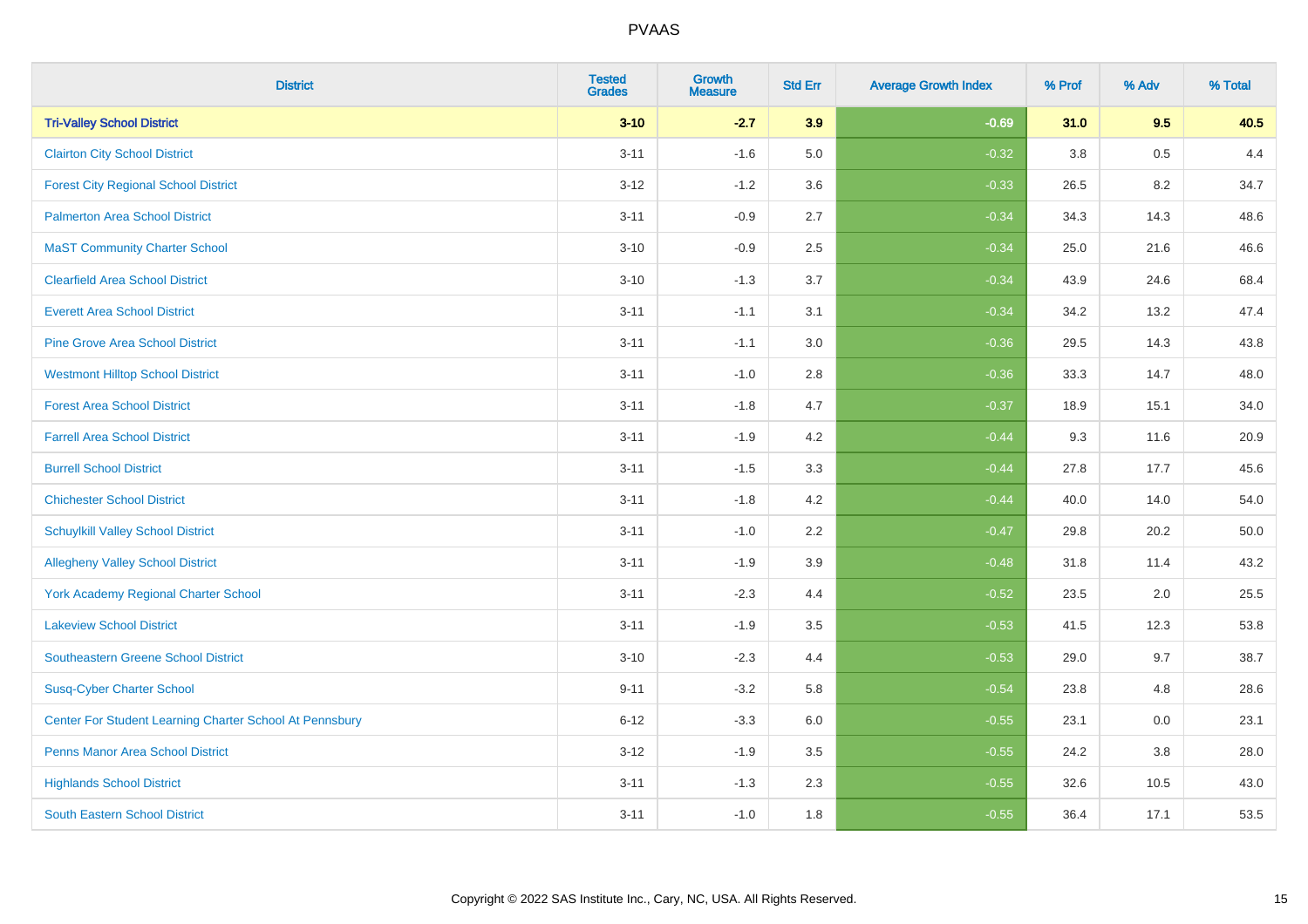| District | Tested Grades | Growth Measure | Std Err | Average Growth Index | % Prof | % Adv | % Total |
|---|---|---|---|---|---|---|---|
| **Tri-Valley School District** | **3-10** | **-2.7** | **3.9** | **-0.69** | **31.0** | **9.5** | **40.5** |
| Clairton City School District | 3-11 | -1.6 | 5.0 | -0.32 | 3.8 | 0.5 | 4.4 |
| Forest City Regional School District | 3-12 | -1.2 | 3.6 | -0.33 | 26.5 | 8.2 | 34.7 |
| Palmerton Area School District | 3-11 | -0.9 | 2.7 | -0.34 | 34.3 | 14.3 | 48.6 |
| MaST Community Charter School | 3-10 | -0.9 | 2.5 | -0.34 | 25.0 | 21.6 | 46.6 |
| Clearfield Area School District | 3-10 | -1.3 | 3.7 | -0.34 | 43.9 | 24.6 | 68.4 |
| Everett Area School District | 3-11 | -1.1 | 3.1 | -0.34 | 34.2 | 13.2 | 47.4 |
| Pine Grove Area School District | 3-11 | -1.1 | 3.0 | -0.36 | 29.5 | 14.3 | 43.8 |
| Westmont Hilltop School District | 3-11 | -1.0 | 2.8 | -0.36 | 33.3 | 14.7 | 48.0 |
| Forest Area School District | 3-11 | -1.8 | 4.7 | -0.37 | 18.9 | 15.1 | 34.0 |
| Farrell Area School District | 3-11 | -1.9 | 4.2 | -0.44 | 9.3 | 11.6 | 20.9 |
| Burrell School District | 3-11 | -1.5 | 3.3 | -0.44 | 27.8 | 17.7 | 45.6 |
| Chichester School District | 3-11 | -1.8 | 4.2 | -0.44 | 40.0 | 14.0 | 54.0 |
| Schuylkill Valley School District | 3-11 | -1.0 | 2.2 | -0.47 | 29.8 | 20.2 | 50.0 |
| Allegheny Valley School District | 3-11 | -1.9 | 3.9 | -0.48 | 31.8 | 11.4 | 43.2 |
| York Academy Regional Charter School | 3-11 | -2.3 | 4.4 | -0.52 | 23.5 | 2.0 | 25.5 |
| Lakeview School District | 3-11 | -1.9 | 3.5 | -0.53 | 41.5 | 12.3 | 53.8 |
| Southeastern Greene School District | 3-10 | -2.3 | 4.4 | -0.53 | 29.0 | 9.7 | 38.7 |
| Susq-Cyber Charter School | 9-11 | -3.2 | 5.8 | -0.54 | 23.8 | 4.8 | 28.6 |
| Center For Student Learning Charter School At Pennsbury | 6-12 | -3.3 | 6.0 | -0.55 | 23.1 | 0.0 | 23.1 |
| Penns Manor Area School District | 3-12 | -1.9 | 3.5 | -0.55 | 24.2 | 3.8 | 28.0 |
| Highlands School District | 3-11 | -1.3 | 2.3 | -0.55 | 32.6 | 10.5 | 43.0 |
| South Eastern School District | 3-11 | -1.0 | 1.8 | -0.55 | 36.4 | 17.1 | 53.5 |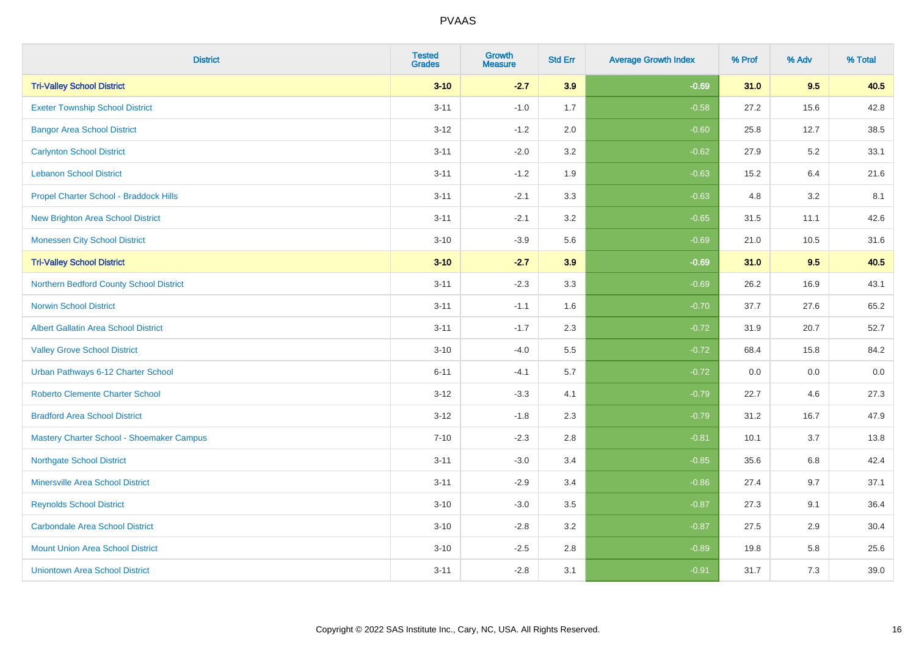| District | Tested Grades | Growth Measure | Std Err | Average Growth Index | % Prof | % Adv | % Total |
|---|---|---|---|---|---|---|---|
| **Tri-Valley School District** | **3-10** | **-2.7** | **3.9** | **-0.69** | **31.0** | **9.5** | **40.5** |
| Exeter Township School District | 3-11 | -1.0 | 1.7 | -0.58 | 27.2 | 15.6 | 42.8 |
| Bangor Area School District | 3-12 | -1.2 | 2.0 | -0.60 | 25.8 | 12.7 | 38.5 |
| Carlynton School District | 3-11 | -2.0 | 3.2 | -0.62 | 27.9 | 5.2 | 33.1 |
| Lebanon School District | 3-11 | -1.2 | 1.9 | -0.63 | 15.2 | 6.4 | 21.6 |
| Propel Charter School - Braddock Hills | 3-11 | -2.1 | 3.3 | -0.63 | 4.8 | 3.2 | 8.1 |
| New Brighton Area School District | 3-11 | -2.1 | 3.2 | -0.65 | 31.5 | 11.1 | 42.6 |
| Monessen City School District | 3-10 | -3.9 | 5.6 | -0.69 | 21.0 | 10.5 | 31.6 |
| **Tri-Valley School District** | **3-10** | **-2.7** | **3.9** | **-0.69** | **31.0** | **9.5** | **40.5** |
| Northern Bedford County School District | 3-11 | -2.3 | 3.3 | -0.69 | 26.2 | 16.9 | 43.1 |
| Norwin School District | 3-11 | -1.1 | 1.6 | -0.70 | 37.7 | 27.6 | 65.2 |
| Albert Gallatin Area School District | 3-11 | -1.7 | 2.3 | -0.72 | 31.9 | 20.7 | 52.7 |
| Valley Grove School District | 3-10 | -4.0 | 5.5 | -0.72 | 68.4 | 15.8 | 84.2 |
| Urban Pathways 6-12 Charter School | 6-11 | -4.1 | 5.7 | -0.72 | 0.0 | 0.0 | 0.0 |
| Roberto Clemente Charter School | 3-12 | -3.3 | 4.1 | -0.79 | 22.7 | 4.6 | 27.3 |
| Bradford Area School District | 3-12 | -1.8 | 2.3 | -0.79 | 31.2 | 16.7 | 47.9 |
| Mastery Charter School - Shoemaker Campus | 7-10 | -2.3 | 2.8 | -0.81 | 10.1 | 3.7 | 13.8 |
| Northgate School District | 3-11 | -3.0 | 3.4 | -0.85 | 35.6 | 6.8 | 42.4 |
| Minersville Area School District | 3-11 | -2.9 | 3.4 | -0.86 | 27.4 | 9.7 | 37.1 |
| Reynolds School District | 3-10 | -3.0 | 3.5 | -0.87 | 27.3 | 9.1 | 36.4 |
| Carbondale Area School District | 3-10 | -2.8 | 3.2 | -0.87 | 27.5 | 2.9 | 30.4 |
| Mount Union Area School District | 3-10 | -2.5 | 2.8 | -0.89 | 19.8 | 5.8 | 25.6 |
| Uniontown Area School District | 3-11 | -2.8 | 3.1 | -0.91 | 31.7 | 7.3 | 39.0 |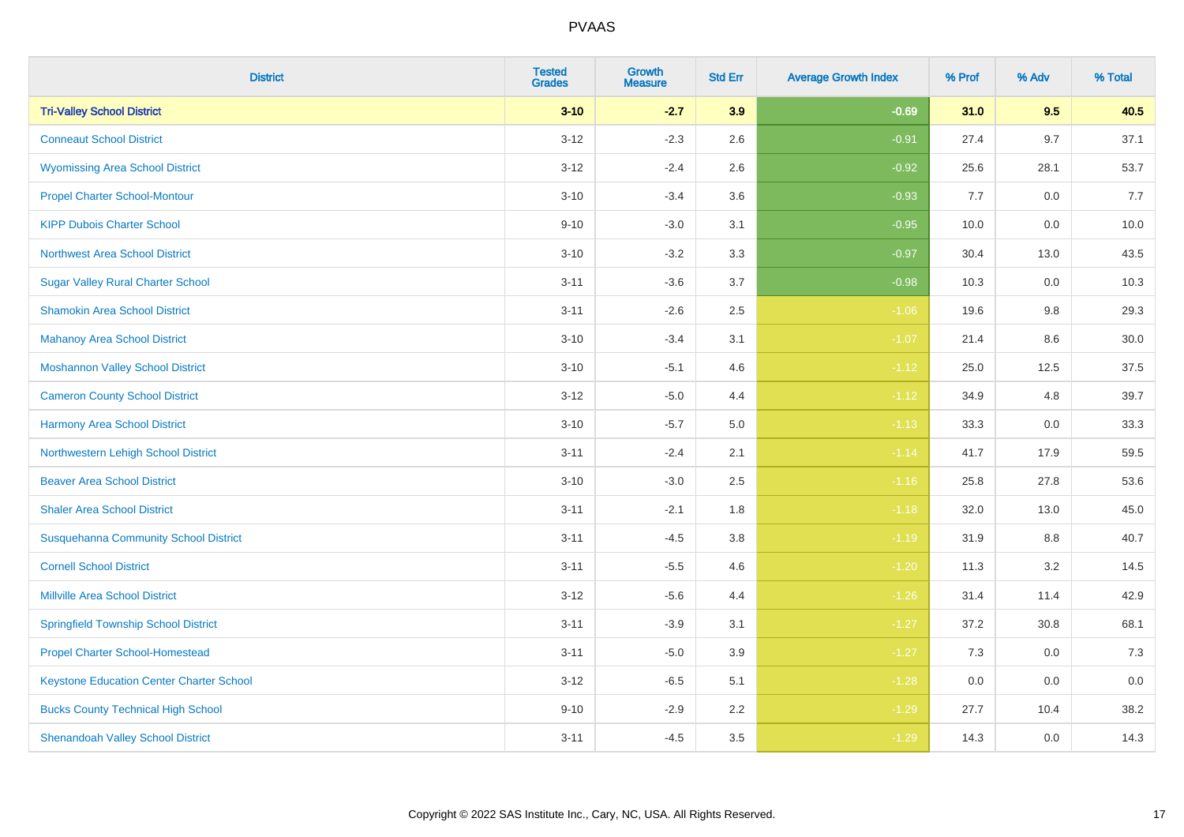| District | Tested Grades | Growth Measure | Std Err | Average Growth Index | % Prof | % Adv | % Total |
|---|---|---|---|---|---|---|---|
| **Tri-Valley School District** | **3-10** | **-2.7** | **3.9** | **-0.69** | **31.0** | **9.5** | **40.5** |
| Conneaut School District | 3-12 | -2.3 | 2.6 | -0.91 | 27.4 | 9.7 | 37.1 |
| Wyomissing Area School District | 3-12 | -2.4 | 2.6 | -0.92 | 25.6 | 28.1 | 53.7 |
| Propel Charter School-Montour | 3-10 | -3.4 | 3.6 | -0.93 | 7.7 | 0.0 | 7.7 |
| KIPP Dubois Charter School | 9-10 | -3.0 | 3.1 | -0.95 | 10.0 | 0.0 | 10.0 |
| Northwest Area School District | 3-10 | -3.2 | 3.3 | -0.97 | 30.4 | 13.0 | 43.5 |
| Sugar Valley Rural Charter School | 3-11 | -3.6 | 3.7 | -0.98 | 10.3 | 0.0 | 10.3 |
| Shamokin Area School District | 3-11 | -2.6 | 2.5 | -1.06 | 19.6 | 9.8 | 29.3 |
| Mahanoy Area School District | 3-10 | -3.4 | 3.1 | -1.07 | 21.4 | 8.6 | 30.0 |
| Moshannon Valley School District | 3-10 | -5.1 | 4.6 | -1.12 | 25.0 | 12.5 | 37.5 |
| Cameron County School District | 3-12 | -5.0 | 4.4 | -1.12 | 34.9 | 4.8 | 39.7 |
| Harmony Area School District | 3-10 | -5.7 | 5.0 | -1.13 | 33.3 | 0.0 | 33.3 |
| Northwestern Lehigh School District | 3-11 | -2.4 | 2.1 | -1.14 | 41.7 | 17.9 | 59.5 |
| Beaver Area School District | 3-10 | -3.0 | 2.5 | -1.16 | 25.8 | 27.8 | 53.6 |
| Shaler Area School District | 3-11 | -2.1 | 1.8 | -1.18 | 32.0 | 13.0 | 45.0 |
| Susquehanna Community School District | 3-11 | -4.5 | 3.8 | -1.19 | 31.9 | 8.8 | 40.7 |
| Cornell School District | 3-11 | -5.5 | 4.6 | -1.20 | 11.3 | 3.2 | 14.5 |
| Millville Area School District | 3-12 | -5.6 | 4.4 | -1.26 | 31.4 | 11.4 | 42.9 |
| Springfield Township School District | 3-11 | -3.9 | 3.1 | -1.27 | 37.2 | 30.8 | 68.1 |
| Propel Charter School-Homestead | 3-11 | -5.0 | 3.9 | -1.27 | 7.3 | 0.0 | 7.3 |
| Keystone Education Center Charter School | 3-12 | -6.5 | 5.1 | -1.28 | 0.0 | 0.0 | 0.0 |
| Bucks County Technical High School | 9-10 | -2.9 | 2.2 | -1.29 | 27.7 | 10.4 | 38.2 |
| Shenandoah Valley School District | 3-11 | -4.5 | 3.5 | -1.29 | 14.3 | 0.0 | 14.3 |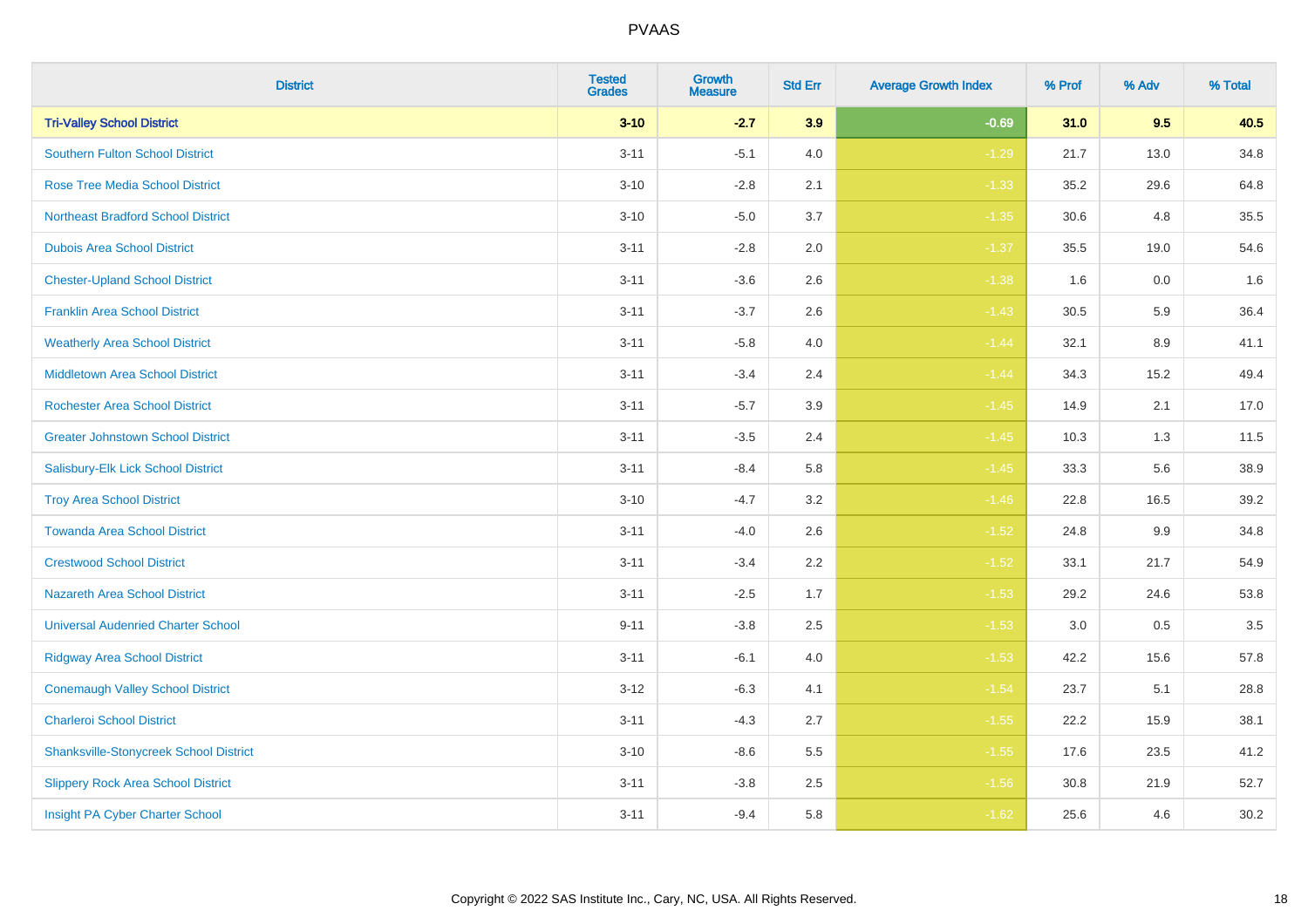| District | Tested Grades | Growth Measure | Std Err | Average Growth Index | % Prof | % Adv | % Total |
|---|---|---|---|---|---|---|---|
| **Tri-Valley School District** | **3-10** | **-2.7** | **3.9** | **-0.69** | **31.0** | **9.5** | **40.5** |
| Southern Fulton School District | 3-11 | -5.1 | 4.0 | -1.29 | 21.7 | 13.0 | 34.8 |
| Rose Tree Media School District | 3-10 | -2.8 | 2.1 | -1.33 | 35.2 | 29.6 | 64.8 |
| Northeast Bradford School District | 3-10 | -5.0 | 3.7 | -1.35 | 30.6 | 4.8 | 35.5 |
| Dubois Area School District | 3-11 | -2.8 | 2.0 | -1.37 | 35.5 | 19.0 | 54.6 |
| Chester-Upland School District | 3-11 | -3.6 | 2.6 | -1.38 | 1.6 | 0.0 | 1.6 |
| Franklin Area School District | 3-11 | -3.7 | 2.6 | -1.43 | 30.5 | 5.9 | 36.4 |
| Weatherly Area School District | 3-11 | -5.8 | 4.0 | -1.44 | 32.1 | 8.9 | 41.1 |
| Middletown Area School District | 3-11 | -3.4 | 2.4 | -1.44 | 34.3 | 15.2 | 49.4 |
| Rochester Area School District | 3-11 | -5.7 | 3.9 | -1.45 | 14.9 | 2.1 | 17.0 |
| Greater Johnstown School District | 3-11 | -3.5 | 2.4 | -1.45 | 10.3 | 1.3 | 11.5 |
| Salisbury-Elk Lick School District | 3-11 | -8.4 | 5.8 | -1.45 | 33.3 | 5.6 | 38.9 |
| Troy Area School District | 3-10 | -4.7 | 3.2 | -1.46 | 22.8 | 16.5 | 39.2 |
| Towanda Area School District | 3-11 | -4.0 | 2.6 | -1.52 | 24.8 | 9.9 | 34.8 |
| Crestwood School District | 3-11 | -3.4 | 2.2 | -1.52 | 33.1 | 21.7 | 54.9 |
| Nazareth Area School District | 3-11 | -2.5 | 1.7 | -1.53 | 29.2 | 24.6 | 53.8 |
| Universal Audenried Charter School | 9-11 | -3.8 | 2.5 | -1.53 | 3.0 | 0.5 | 3.5 |
| Ridgway Area School District | 3-11 | -6.1 | 4.0 | -1.53 | 42.2 | 15.6 | 57.8 |
| Conemaugh Valley School District | 3-12 | -6.3 | 4.1 | -1.54 | 23.7 | 5.1 | 28.8 |
| Charleroi School District | 3-11 | -4.3 | 2.7 | -1.55 | 22.2 | 15.9 | 38.1 |
| Shanksville-Stonycreek School District | 3-10 | -8.6 | 5.5 | -1.55 | 17.6 | 23.5 | 41.2 |
| Slippery Rock Area School District | 3-11 | -3.8 | 2.5 | -1.56 | 30.8 | 21.9 | 52.7 |
| Insight PA Cyber Charter School | 3-11 | -9.4 | 5.8 | -1.62 | 25.6 | 4.6 | 30.2 |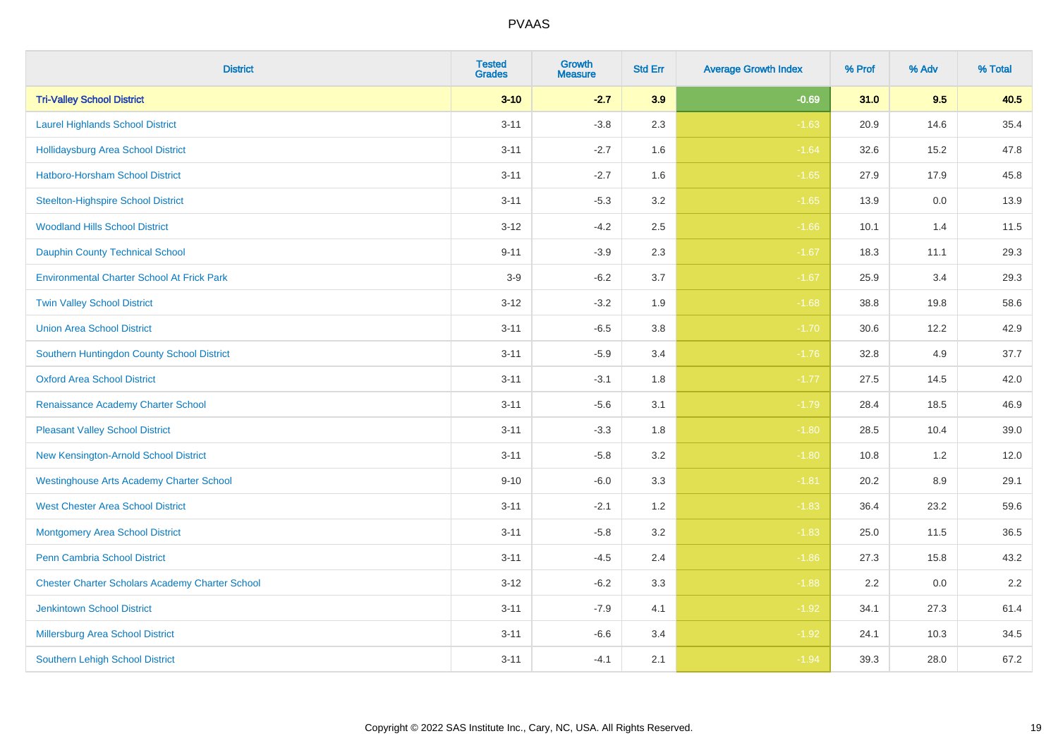# PVAAS

| District | Tested Grades | Growth Measure | Std Err | Average Growth Index | % Prof | % Adv | % Total |
|---|---|---|---|---|---|---|---|
| **Tri-Valley School District** | **3-10** | **-2.7** | **3.9** | **-0.69** | **31.0** | **9.5** | **40.5** |
| Laurel Highlands School District | 3-11 | -3.8 | 2.3 | -1.63 | 20.9 | 14.6 | 35.4 |
| Hollidaysburg Area School District | 3-11 | -2.7 | 1.6 | -1.64 | 32.6 | 15.2 | 47.8 |
| Hatboro-Horsham School District | 3-11 | -2.7 | 1.6 | -1.65 | 27.9 | 17.9 | 45.8 |
| Steelton-Highspire School District | 3-11 | -5.3 | 3.2 | -1.65 | 13.9 | 0.0 | 13.9 |
| Woodland Hills School District | 3-12 | -4.2 | 2.5 | -1.66 | 10.1 | 1.4 | 11.5 |
| Dauphin County Technical School | 9-11 | -3.9 | 2.3 | -1.67 | 18.3 | 11.1 | 29.3 |
| Environmental Charter School At Frick Park | 3-9 | -6.2 | 3.7 | -1.67 | 25.9 | 3.4 | 29.3 |
| Twin Valley School District | 3-12 | -3.2 | 1.9 | -1.68 | 38.8 | 19.8 | 58.6 |
| Union Area School District | 3-11 | -6.5 | 3.8 | -1.70 | 30.6 | 12.2 | 42.9 |
| Southern Huntingdon County School District | 3-11 | -5.9 | 3.4 | -1.76 | 32.8 | 4.9 | 37.7 |
| Oxford Area School District | 3-11 | -3.1 | 1.8 | -1.77 | 27.5 | 14.5 | 42.0 |
| Renaissance Academy Charter School | 3-11 | -5.6 | 3.1 | -1.79 | 28.4 | 18.5 | 46.9 |
| Pleasant Valley School District | 3-11 | -3.3 | 1.8 | -1.80 | 28.5 | 10.4 | 39.0 |
| New Kensington-Arnold School District | 3-11 | -5.8 | 3.2 | -1.80 | 10.8 | 1.2 | 12.0 |
| Westinghouse Arts Academy Charter School | 9-10 | -6.0 | 3.3 | -1.81 | 20.2 | 8.9 | 29.1 |
| West Chester Area School District | 3-11 | -2.1 | 1.2 | -1.83 | 36.4 | 23.2 | 59.6 |
| Montgomery Area School District | 3-11 | -5.8 | 3.2 | -1.83 | 25.0 | 11.5 | 36.5 |
| Penn Cambria School District | 3-11 | -4.5 | 2.4 | -1.86 | 27.3 | 15.8 | 43.2 |
| Chester Charter Scholars Academy Charter School | 3-12 | -6.2 | 3.3 | -1.88 | 2.2 | 0.0 | 2.2 |
| Jenkintown School District | 3-11 | -7.9 | 4.1 | -1.92 | 34.1 | 27.3 | 61.4 |
| Millersburg Area School District | 3-11 | -6.6 | 3.4 | -1.92 | 24.1 | 10.3 | 34.5 |
| Southern Lehigh School District | 3-11 | -4.1 | 2.1 | -1.94 | 39.3 | 28.0 | 67.2 |

Copyright © 2022 SAS Institute Inc., Cary, NC, USA. All Rights Reserved.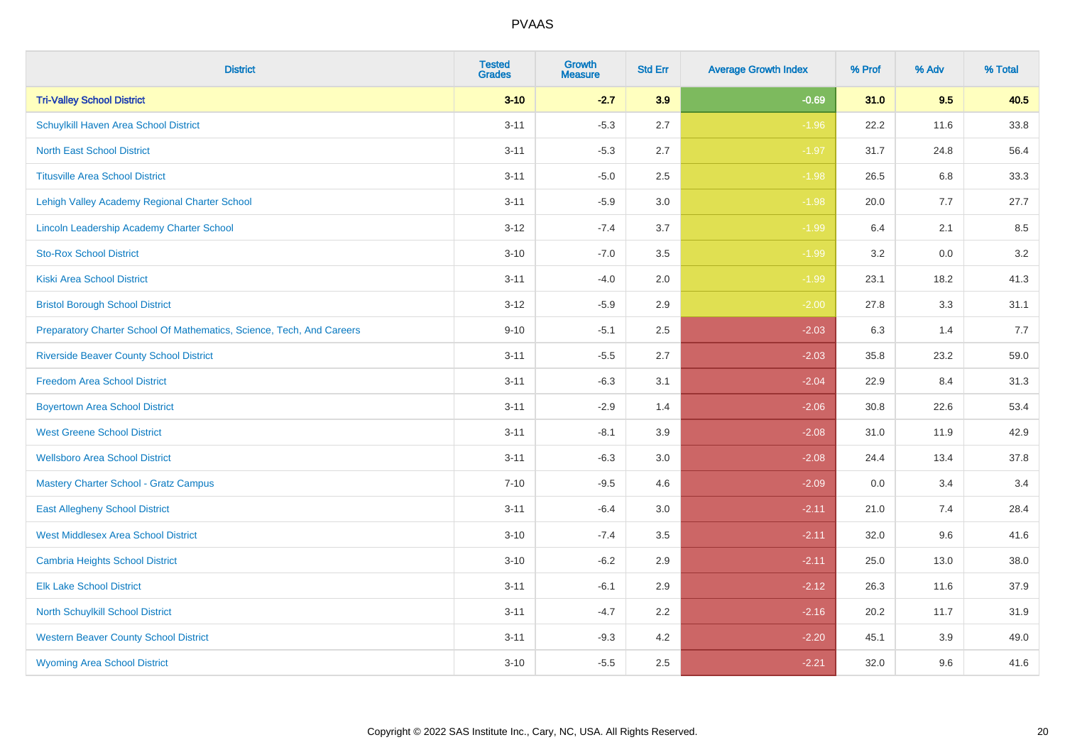| District | Tested Grades | Growth Measure | Std Err | Average Growth Index | % Prof | % Adv | % Total |
|---|---|---|---|---|---|---|---|
| **Tri-Valley School District** | **3-10** | **-2.7** | **3.9** | **-0.69** | **31.0** | **9.5** | **40.5** |
| Schuylkill Haven Area School District | 3-11 | -5.3 | 2.7 | -1.96 | 22.2 | 11.6 | 33.8 |
| North East School District | 3-11 | -5.3 | 2.7 | -1.97 | 31.7 | 24.8 | 56.4 |
| Titusville Area School District | 3-11 | -5.0 | 2.5 | -1.98 | 26.5 | 6.8 | 33.3 |
| Lehigh Valley Academy Regional Charter School | 3-11 | -5.9 | 3.0 | -1.98 | 20.0 | 7.7 | 27.7 |
| Lincoln Leadership Academy Charter School | 3-12 | -7.4 | 3.7 | -1.99 | 6.4 | 2.1 | 8.5 |
| Sto-Rox School District | 3-10 | -7.0 | 3.5 | -1.99 | 3.2 | 0.0 | 3.2 |
| Kiski Area School District | 3-11 | -4.0 | 2.0 | -1.99 | 23.1 | 18.2 | 41.3 |
| Bristol Borough School District | 3-12 | -5.9 | 2.9 | -2.00 | 27.8 | 3.3 | 31.1 |
| Preparatory Charter School Of Mathematics, Science, Tech, And Careers | 9-10 | -5.1 | 2.5 | -2.03 | 6.3 | 1.4 | 7.7 |
| Riverside Beaver County School District | 3-11 | -5.5 | 2.7 | -2.03 | 35.8 | 23.2 | 59.0 |
| Freedom Area School District | 3-11 | -6.3 | 3.1 | -2.04 | 22.9 | 8.4 | 31.3 |
| Boyertown Area School District | 3-11 | -2.9 | 1.4 | -2.06 | 30.8 | 22.6 | 53.4 |
| West Greene School District | 3-11 | -8.1 | 3.9 | -2.08 | 31.0 | 11.9 | 42.9 |
| Wellsboro Area School District | 3-11 | -6.3 | 3.0 | -2.08 | 24.4 | 13.4 | 37.8 |
| Mastery Charter School - Gratz Campus | 7-10 | -9.5 | 4.6 | -2.09 | 0.0 | 3.4 | 3.4 |
| East Allegheny School District | 3-11 | -6.4 | 3.0 | -2.11 | 21.0 | 7.4 | 28.4 |
| West Middlesex Area School District | 3-10 | -7.4 | 3.5 | -2.11 | 32.0 | 9.6 | 41.6 |
| Cambria Heights School District | 3-10 | -6.2 | 2.9 | -2.11 | 25.0 | 13.0 | 38.0 |
| Elk Lake School District | 3-11 | -6.1 | 2.9 | -2.12 | 26.3 | 11.6 | 37.9 |
| North Schuylkill School District | 3-11 | -4.7 | 2.2 | -2.16 | 20.2 | 11.7 | 31.9 |
| Western Beaver County School District | 3-11 | -9.3 | 4.2 | -2.20 | 45.1 | 3.9 | 49.0 |
| Wyoming Area School District | 3-10 | -5.5 | 2.5 | -2.21 | 32.0 | 9.6 | 41.6 |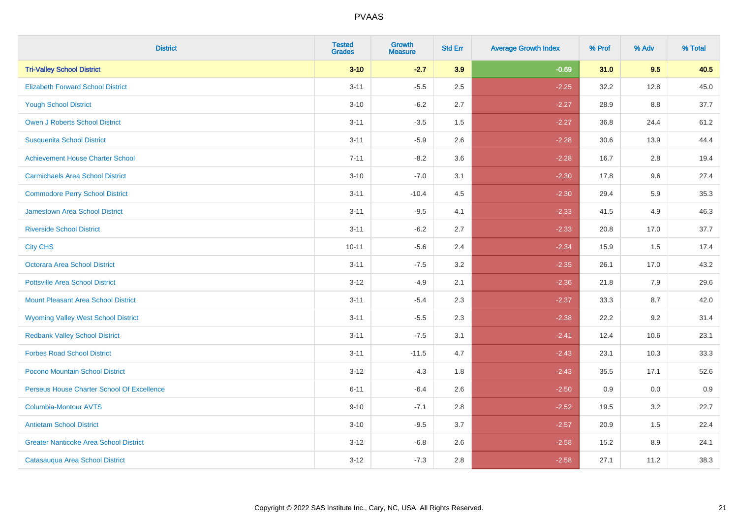PVAAS

| District | Tested Grades | Growth Measure | Std Err | Average Growth Index | % Prof | % Adv | % Total |
|---|---|---|---|---|---|---|---|
| **Tri-Valley School District** | **3-10** | **-2.7** | **3.9** | **-0.69** | **31.0** | **9.5** | **40.5** |
| Elizabeth Forward School District | 3-11 | -5.5 | 2.5 | -2.25 | 32.2 | 12.8 | 45.0 |
| Yough School District | 3-10 | -6.2 | 2.7 | -2.27 | 28.9 | 8.8 | 37.7 |
| Owen J Roberts School District | 3-11 | -3.5 | 1.5 | -2.27 | 36.8 | 24.4 | 61.2 |
| Susquenita School District | 3-11 | -5.9 | 2.6 | -2.28 | 30.6 | 13.9 | 44.4 |
| Achievement House Charter School | 7-11 | -8.2 | 3.6 | -2.28 | 16.7 | 2.8 | 19.4 |
| Carmichaels Area School District | 3-10 | -7.0 | 3.1 | -2.30 | 17.8 | 9.6 | 27.4 |
| Commodore Perry School District | 3-11 | -10.4 | 4.5 | -2.30 | 29.4 | 5.9 | 35.3 |
| Jamestown Area School District | 3-11 | -9.5 | 4.1 | -2.33 | 41.5 | 4.9 | 46.3 |
| Riverside School District | 3-11 | -6.2 | 2.7 | -2.33 | 20.8 | 17.0 | 37.7 |
| City CHS | 10-11 | -5.6 | 2.4 | -2.34 | 15.9 | 1.5 | 17.4 |
| Octorara Area School District | 3-11 | -7.5 | 3.2 | -2.35 | 26.1 | 17.0 | 43.2 |
| Pottsville Area School District | 3-12 | -4.9 | 2.1 | -2.36 | 21.8 | 7.9 | 29.6 |
| Mount Pleasant Area School District | 3-11 | -5.4 | 2.3 | -2.37 | 33.3 | 8.7 | 42.0 |
| Wyoming Valley West School District | 3-11 | -5.5 | 2.3 | -2.38 | 22.2 | 9.2 | 31.4 |
| Redbank Valley School District | 3-11 | -7.5 | 3.1 | -2.41 | 12.4 | 10.6 | 23.1 |
| Forbes Road School District | 3-11 | -11.5 | 4.7 | -2.43 | 23.1 | 10.3 | 33.3 |
| Pocono Mountain School District | 3-12 | -4.3 | 1.8 | -2.43 | 35.5 | 17.1 | 52.6 |
| Perseus House Charter School Of Excellence | 6-11 | -6.4 | 2.6 | -2.50 | 0.9 | 0.0 | 0.9 |
| Columbia-Montour AVTS | 9-10 | -7.1 | 2.8 | -2.52 | 19.5 | 3.2 | 22.7 |
| Antietam School District | 3-10 | -9.5 | 3.7 | -2.57 | 20.9 | 1.5 | 22.4 |
| Greater Nanticoke Area School District | 3-12 | -6.8 | 2.6 | -2.58 | 15.2 | 8.9 | 24.1 |
| Catasauqua Area School District | 3-12 | -7.3 | 2.8 | -2.58 | 27.1 | 11.2 | 38.3 |

Copyright © 2022 SAS Institute Inc., Cary, NC, USA. All Rights Reserved.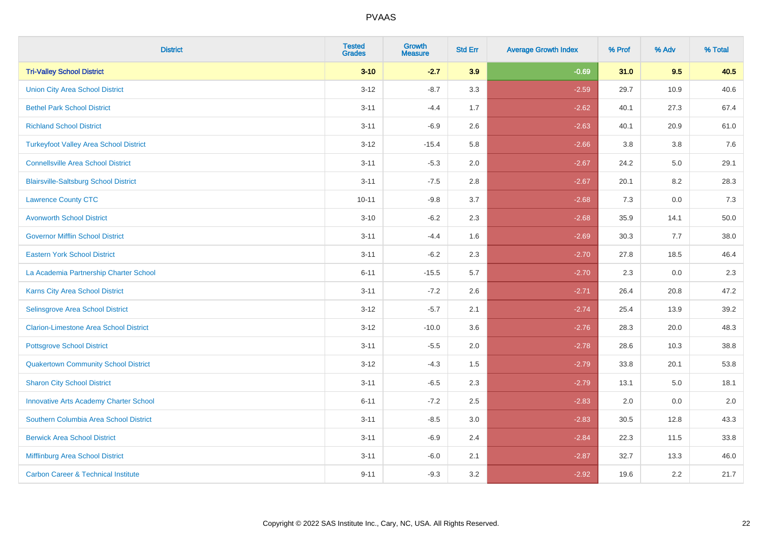| District | Tested Grades | Growth Measure | Std Err | Average Growth Index | % Prof | % Adv | % Total |
|---|---|---|---|---|---|---|---|
| **Tri-Valley School District** | **3-10** | **-2.7** | **3.9** | **-0.69** | **31.0** | **9.5** | **40.5** |
| Union City Area School District | 3-12 | -8.7 | 3.3 | -2.59 | 29.7 | 10.9 | 40.6 |
| Bethel Park School District | 3-11 | -4.4 | 1.7 | -2.62 | 40.1 | 27.3 | 67.4 |
| Richland School District | 3-11 | -6.9 | 2.6 | -2.63 | 40.1 | 20.9 | 61.0 |
| Turkeyfoot Valley Area School District | 3-12 | -15.4 | 5.8 | -2.66 | 3.8 | 3.8 | 7.6 |
| Connellsville Area School District | 3-11 | -5.3 | 2.0 | -2.67 | 24.2 | 5.0 | 29.1 |
| Blairsville-Saltsburg School District | 3-11 | -7.5 | 2.8 | -2.67 | 20.1 | 8.2 | 28.3 |
| Lawrence County CTC | 10-11 | -9.8 | 3.7 | -2.68 | 7.3 | 0.0 | 7.3 |
| Avonworth School District | 3-10 | -6.2 | 2.3 | -2.68 | 35.9 | 14.1 | 50.0 |
| Governor Mifflin School District | 3-11 | -4.4 | 1.6 | -2.69 | 30.3 | 7.7 | 38.0 |
| Eastern York School District | 3-11 | -6.2 | 2.3 | -2.70 | 27.8 | 18.5 | 46.4 |
| La Academia Partnership Charter School | 6-11 | -15.5 | 5.7 | -2.70 | 2.3 | 0.0 | 2.3 |
| Karns City Area School District | 3-11 | -7.2 | 2.6 | -2.71 | 26.4 | 20.8 | 47.2 |
| Selinsgrove Area School District | 3-12 | -5.7 | 2.1 | -2.74 | 25.4 | 13.9 | 39.2 |
| Clarion-Limestone Area School District | 3-12 | -10.0 | 3.6 | -2.76 | 28.3 | 20.0 | 48.3 |
| Pottsgrove School District | 3-11 | -5.5 | 2.0 | -2.78 | 28.6 | 10.3 | 38.8 |
| Quakertown Community School District | 3-12 | -4.3 | 1.5 | -2.79 | 33.8 | 20.1 | 53.8 |
| Sharon City School District | 3-11 | -6.5 | 2.3 | -2.79 | 13.1 | 5.0 | 18.1 |
| Innovative Arts Academy Charter School | 6-11 | -7.2 | 2.5 | -2.83 | 2.0 | 0.0 | 2.0 |
| Southern Columbia Area School District | 3-11 | -8.5 | 3.0 | -2.83 | 30.5 | 12.8 | 43.3 |
| Berwick Area School District | 3-11 | -6.9 | 2.4 | -2.84 | 22.3 | 11.5 | 33.8 |
| Mifflinburg Area School District | 3-11 | -6.0 | 2.1 | -2.87 | 32.7 | 13.3 | 46.0 |
| Carbon Career & Technical Institute | 9-11 | -9.3 | 3.2 | -2.92 | 19.6 | 2.2 | 21.7 |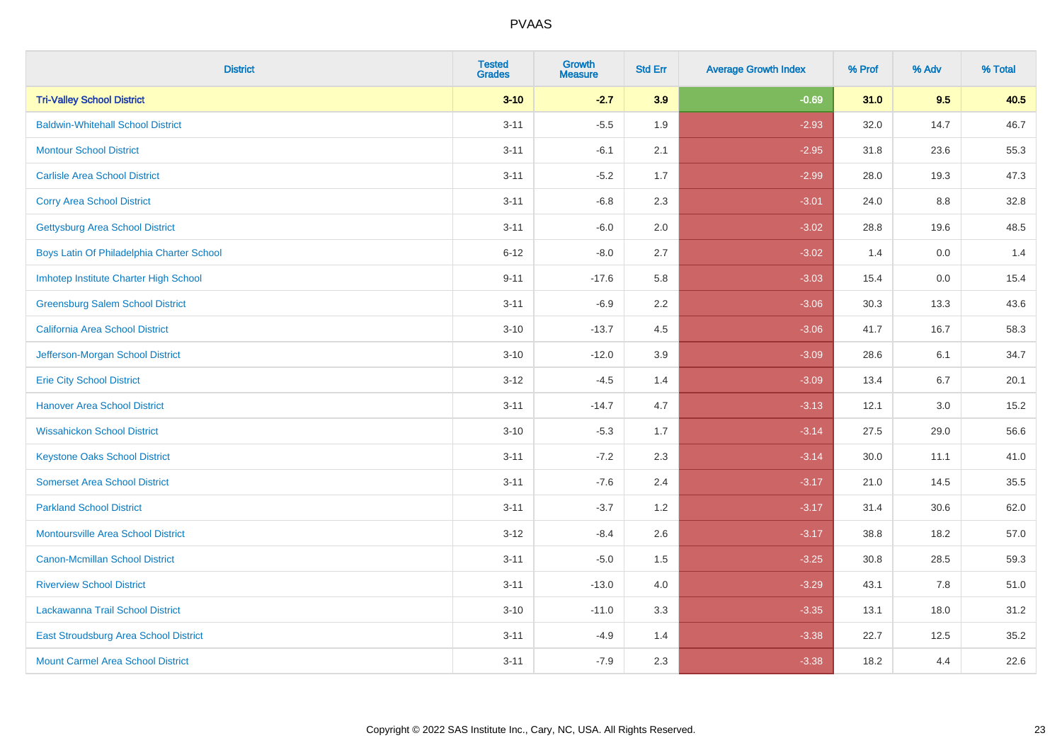# PVAAS

| District | Tested Grades | Growth Measure | Std Err | Average Growth Index | % Prof | % Adv | % Total |
|---|---|---|---|---|---|---|---|
| **Tri-Valley School District** | **3-10** | **-2.7** | **3.9** | **-0.69** | **31.0** | **9.5** | **40.5** |
| Baldwin-Whitehall School District | 3-11 | -5.5 | 1.9 | -2.93 | 32.0 | 14.7 | 46.7 |
| Montour School District | 3-11 | -6.1 | 2.1 | -2.95 | 31.8 | 23.6 | 55.3 |
| Carlisle Area School District | 3-11 | -5.2 | 1.7 | -2.99 | 28.0 | 19.3 | 47.3 |
| Corry Area School District | 3-11 | -6.8 | 2.3 | -3.01 | 24.0 | 8.8 | 32.8 |
| Gettysburg Area School District | 3-11 | -6.0 | 2.0 | -3.02 | 28.8 | 19.6 | 48.5 |
| Boys Latin Of Philadelphia Charter School | 6-12 | -8.0 | 2.7 | -3.02 | 1.4 | 0.0 | 1.4 |
| Imhotep Institute Charter High School | 9-11 | -17.6 | 5.8 | -3.03 | 15.4 | 0.0 | 15.4 |
| Greensburg Salem School District | 3-11 | -6.9 | 2.2 | -3.06 | 30.3 | 13.3 | 43.6 |
| California Area School District | 3-10 | -13.7 | 4.5 | -3.06 | 41.7 | 16.7 | 58.3 |
| Jefferson-Morgan School District | 3-10 | -12.0 | 3.9 | -3.09 | 28.6 | 6.1 | 34.7 |
| Erie City School District | 3-12 | -4.5 | 1.4 | -3.09 | 13.4 | 6.7 | 20.1 |
| Hanover Area School District | 3-11 | -14.7 | 4.7 | -3.13 | 12.1 | 3.0 | 15.2 |
| Wissahickon School District | 3-10 | -5.3 | 1.7 | -3.14 | 27.5 | 29.0 | 56.6 |
| Keystone Oaks School District | 3-11 | -7.2 | 2.3 | -3.14 | 30.0 | 11.1 | 41.0 |
| Somerset Area School District | 3-11 | -7.6 | 2.4 | -3.17 | 21.0 | 14.5 | 35.5 |
| Parkland School District | 3-11 | -3.7 | 1.2 | -3.17 | 31.4 | 30.6 | 62.0 |
| Montoursville Area School District | 3-12 | -8.4 | 2.6 | -3.17 | 38.8 | 18.2 | 57.0 |
| Canon-Mcmillan School District | 3-11 | -5.0 | 1.5 | -3.25 | 30.8 | 28.5 | 59.3 |
| Riverview School District | 3-11 | -13.0 | 4.0 | -3.29 | 43.1 | 7.8 | 51.0 |
| Lackawanna Trail School District | 3-10 | -11.0 | 3.3 | -3.35 | 13.1 | 18.0 | 31.2 |
| East Stroudsburg Area School District | 3-11 | -4.9 | 1.4 | -3.38 | 22.7 | 12.5 | 35.2 |
| Mount Carmel Area School District | 3-11 | -7.9 | 2.3 | -3.38 | 18.2 | 4.4 | 22.6 |

Copyright © 2022 SAS Institute Inc., Cary, NC, USA. All Rights Reserved.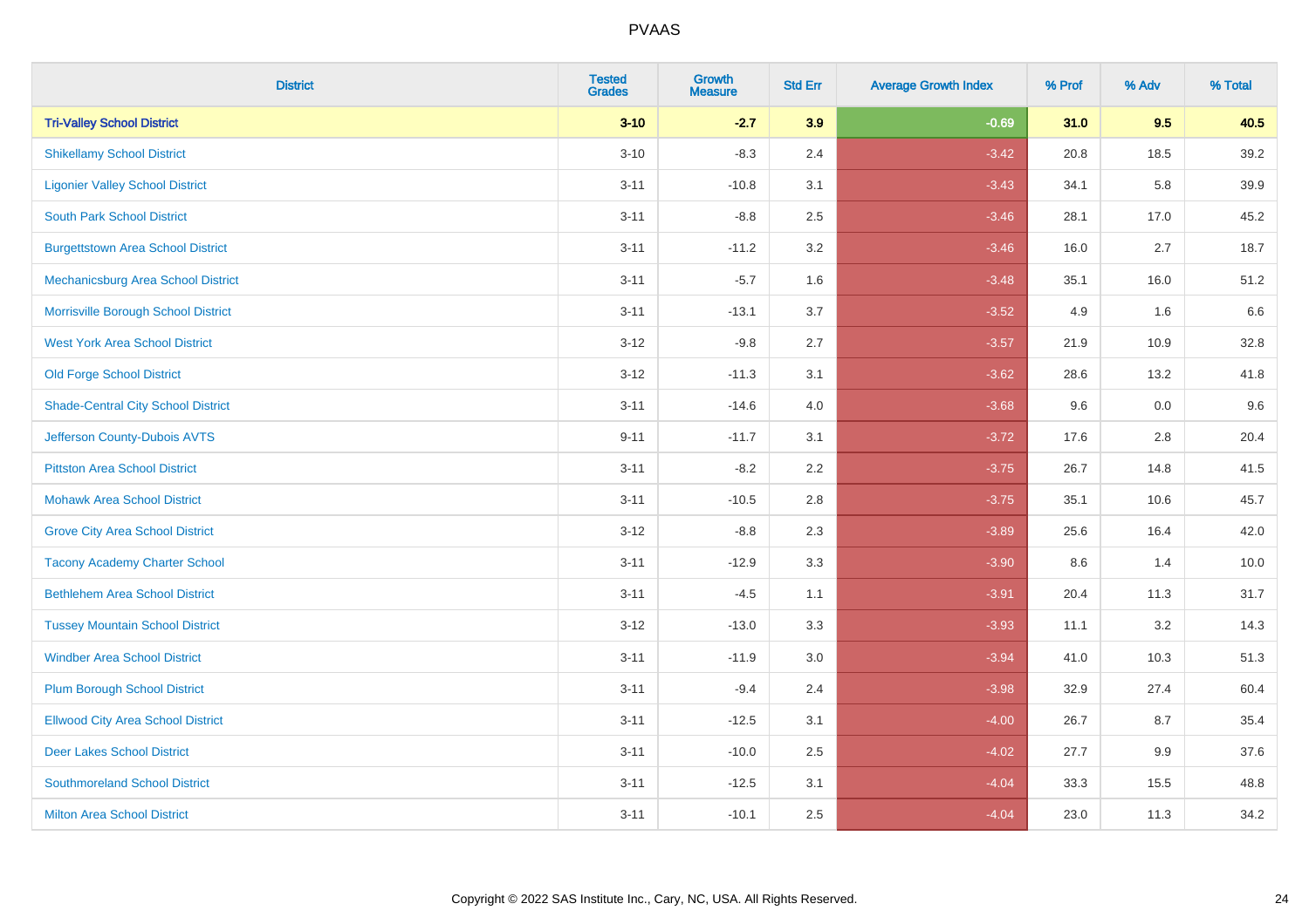PVAAS

| District | Tested Grades | Growth Measure | Std Err | Average Growth Index | % Prof | % Adv | % Total |
|---|---|---|---|---|---|---|---|
| **Tri-Valley School District** | **3-10** | **-2.7** | **3.9** | **-0.69** | **31.0** | **9.5** | **40.5** |
| Shikellamy School District | 3-10 | -8.3 | 2.4 | -3.42 | 20.8 | 18.5 | 39.2 |
| Ligonier Valley School District | 3-11 | -10.8 | 3.1 | -3.43 | 34.1 | 5.8 | 39.9 |
| South Park School District | 3-11 | -8.8 | 2.5 | -3.46 | 28.1 | 17.0 | 45.2 |
| Burgettstown Area School District | 3-11 | -11.2 | 3.2 | -3.46 | 16.0 | 2.7 | 18.7 |
| Mechanicsburg Area School District | 3-11 | -5.7 | 1.6 | -3.48 | 35.1 | 16.0 | 51.2 |
| Morrisville Borough School District | 3-11 | -13.1 | 3.7 | -3.52 | 4.9 | 1.6 | 6.6 |
| West York Area School District | 3-12 | -9.8 | 2.7 | -3.57 | 21.9 | 10.9 | 32.8 |
| Old Forge School District | 3-12 | -11.3 | 3.1 | -3.62 | 28.6 | 13.2 | 41.8 |
| Shade-Central City School District | 3-11 | -14.6 | 4.0 | -3.68 | 9.6 | 0.0 | 9.6 |
| Jefferson County-Dubois AVTS | 9-11 | -11.7 | 3.1 | -3.72 | 17.6 | 2.8 | 20.4 |
| Pittston Area School District | 3-11 | -8.2 | 2.2 | -3.75 | 26.7 | 14.8 | 41.5 |
| Mohawk Area School District | 3-11 | -10.5 | 2.8 | -3.75 | 35.1 | 10.6 | 45.7 |
| Grove City Area School District | 3-12 | -8.8 | 2.3 | -3.89 | 25.6 | 16.4 | 42.0 |
| Tacony Academy Charter School | 3-11 | -12.9 | 3.3 | -3.90 | 8.6 | 1.4 | 10.0 |
| Bethlehem Area School District | 3-11 | -4.5 | 1.1 | -3.91 | 20.4 | 11.3 | 31.7 |
| Tussey Mountain School District | 3-12 | -13.0 | 3.3 | -3.93 | 11.1 | 3.2 | 14.3 |
| Windber Area School District | 3-11 | -11.9 | 3.0 | -3.94 | 41.0 | 10.3 | 51.3 |
| Plum Borough School District | 3-11 | -9.4 | 2.4 | -3.98 | 32.9 | 27.4 | 60.4 |
| Ellwood City Area School District | 3-11 | -12.5 | 3.1 | -4.00 | 26.7 | 8.7 | 35.4 |
| Deer Lakes School District | 3-11 | -10.0 | 2.5 | -4.02 | 27.7 | 9.9 | 37.6 |
| Southmoreland School District | 3-11 | -12.5 | 3.1 | -4.04 | 33.3 | 15.5 | 48.8 |
| Milton Area School District | 3-11 | -10.1 | 2.5 | -4.04 | 23.0 | 11.3 | 34.2 |

Copyright © 2022 SAS Institute Inc., Cary, NC, USA. All Rights Reserved.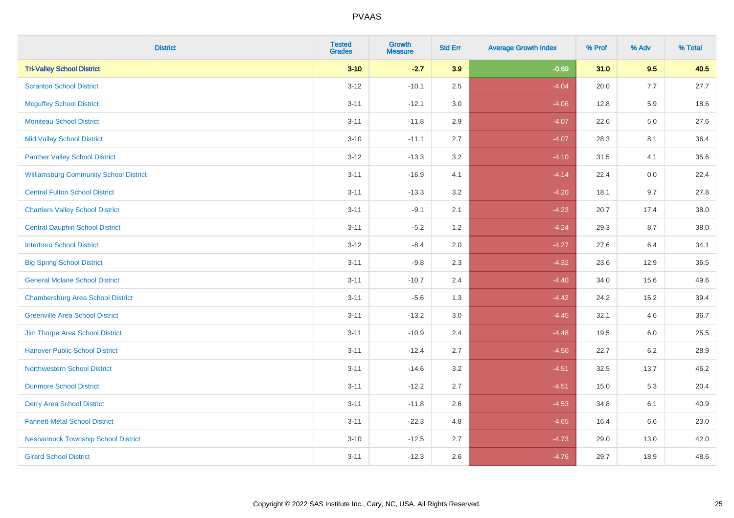| District | Tested Grades | Growth Measure | Std Err | Average Growth Index | % Prof | % Adv | % Total |
|---|---|---|---|---|---|---|---|
| **Tri-Valley School District** | **3-10** | **-2.7** | **3.9** | **-0.69** | **31.0** | **9.5** | **40.5** |
| Scranton School District | 3-12 | -10.1 | 2.5 | -4.04 | 20.0 | 7.7 | 27.7 |
| Mcguffey School District | 3-11 | -12.1 | 3.0 | -4.06 | 12.8 | 5.9 | 18.6 |
| Moniteau School District | 3-11 | -11.8 | 2.9 | -4.07 | 22.6 | 5.0 | 27.6 |
| Mid Valley School District | 3-10 | -11.1 | 2.7 | -4.07 | 28.3 | 8.1 | 36.4 |
| Panther Valley School District | 3-12 | -13.3 | 3.2 | -4.10 | 31.5 | 4.1 | 35.6 |
| Williamsburg Community School District | 3-11 | -16.9 | 4.1 | -4.14 | 22.4 | 0.0 | 22.4 |
| Central Fulton School District | 3-11 | -13.3 | 3.2 | -4.20 | 18.1 | 9.7 | 27.8 |
| Chartiers Valley School District | 3-11 | -9.1 | 2.1 | -4.23 | 20.7 | 17.4 | 38.0 |
| Central Dauphin School District | 3-11 | -5.2 | 1.2 | -4.24 | 29.3 | 8.7 | 38.0 |
| Interboro School District | 3-12 | -8.4 | 2.0 | -4.27 | 27.6 | 6.4 | 34.1 |
| Big Spring School District | 3-11 | -9.8 | 2.3 | -4.32 | 23.6 | 12.9 | 36.5 |
| General Mclane School District | 3-11 | -10.7 | 2.4 | -4.40 | 34.0 | 15.6 | 49.6 |
| Chambersburg Area School District | 3-11 | -5.6 | 1.3 | -4.42 | 24.2 | 15.2 | 39.4 |
| Greenville Area School District | 3-11 | -13.2 | 3.0 | -4.45 | 32.1 | 4.6 | 36.7 |
| Jim Thorpe Area School District | 3-11 | -10.9 | 2.4 | -4.48 | 19.5 | 6.0 | 25.5 |
| Hanover Public School District | 3-11 | -12.4 | 2.7 | -4.50 | 22.7 | 6.2 | 28.9 |
| Northwestern School District | 3-11 | -14.6 | 3.2 | -4.51 | 32.5 | 13.7 | 46.2 |
| Dunmore School District | 3-11 | -12.2 | 2.7 | -4.51 | 15.0 | 5.3 | 20.4 |
| Derry Area School District | 3-11 | -11.8 | 2.6 | -4.53 | 34.8 | 6.1 | 40.9 |
| Fannett-Metal School District | 3-11 | -22.3 | 4.8 | -4.65 | 16.4 | 6.6 | 23.0 |
| Neshannock Township School District | 3-10 | -12.5 | 2.7 | -4.73 | 29.0 | 13.0 | 42.0 |
| Girard School District | 3-11 | -12.3 | 2.6 | -4.76 | 29.7 | 18.9 | 48.6 |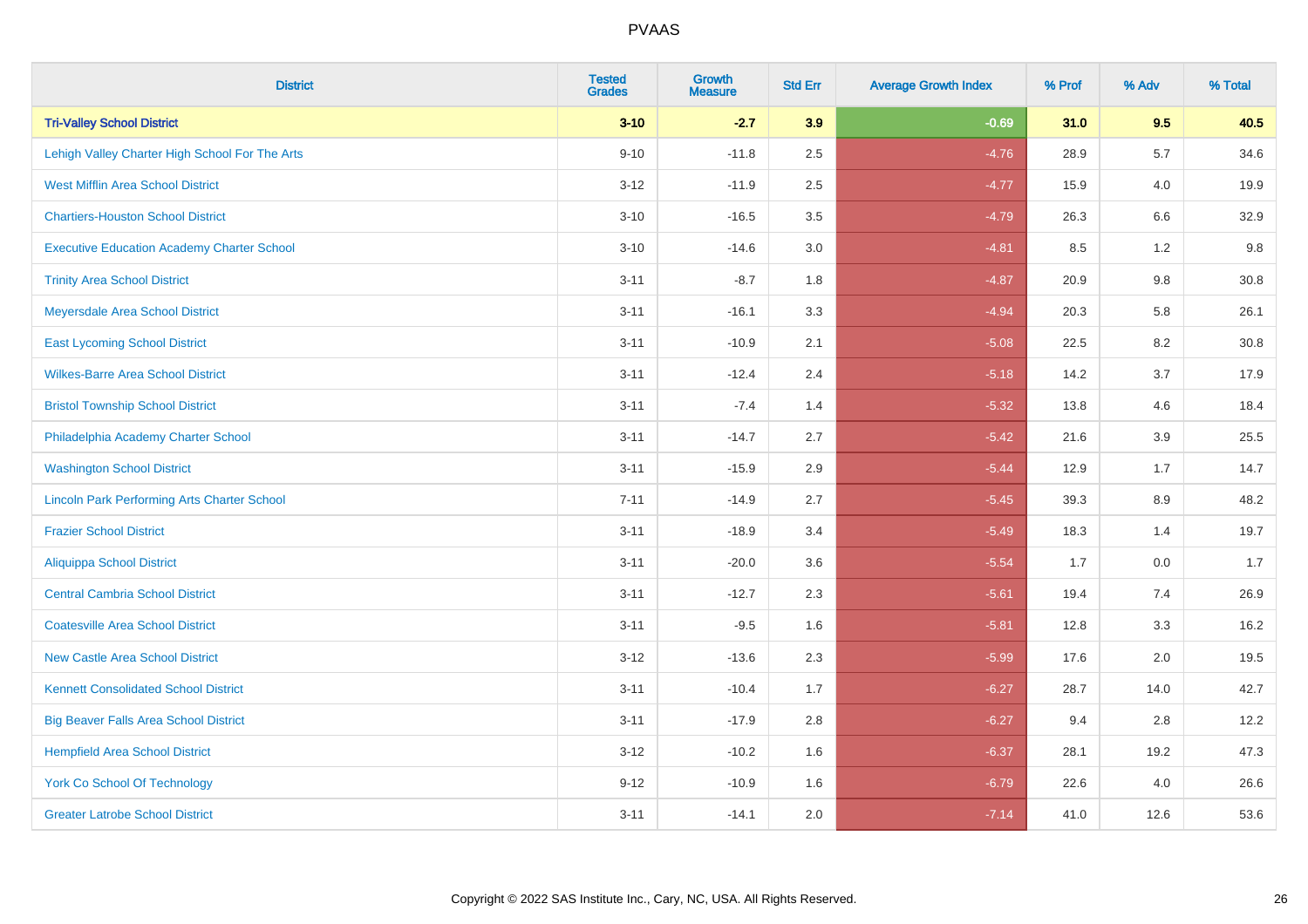| District | Tested Grades | Growth Measure | Std Err | Average Growth Index | % Prof | % Adv | % Total |
|---|---|---|---|---|---|---|---|
| **Tri-Valley School District** | **3-10** | **-2.7** | **3.9** | **-0.69** | **31.0** | **9.5** | **40.5** |
| Lehigh Valley Charter High School For The Arts | 9-10 | -11.8 | 2.5 | -4.76 | 28.9 | 5.7 | 34.6 |
| West Mifflin Area School District | 3-12 | -11.9 | 2.5 | -4.77 | 15.9 | 4.0 | 19.9 |
| Chartiers-Houston School District | 3-10 | -16.5 | 3.5 | -4.79 | 26.3 | 6.6 | 32.9 |
| Executive Education Academy Charter School | 3-10 | -14.6 | 3.0 | -4.81 | 8.5 | 1.2 | 9.8 |
| Trinity Area School District | 3-11 | -8.7 | 1.8 | -4.87 | 20.9 | 9.8 | 30.8 |
| Meyersdale Area School District | 3-11 | -16.1 | 3.3 | -4.94 | 20.3 | 5.8 | 26.1 |
| East Lycoming School District | 3-11 | -10.9 | 2.1 | -5.08 | 22.5 | 8.2 | 30.8 |
| Wilkes-Barre Area School District | 3-11 | -12.4 | 2.4 | -5.18 | 14.2 | 3.7 | 17.9 |
| Bristol Township School District | 3-11 | -7.4 | 1.4 | -5.32 | 13.8 | 4.6 | 18.4 |
| Philadelphia Academy Charter School | 3-11 | -14.7 | 2.7 | -5.42 | 21.6 | 3.9 | 25.5 |
| Washington School District | 3-11 | -15.9 | 2.9 | -5.44 | 12.9 | 1.7 | 14.7 |
| Lincoln Park Performing Arts Charter School | 7-11 | -14.9 | 2.7 | -5.45 | 39.3 | 8.9 | 48.2 |
| Frazier School District | 3-11 | -18.9 | 3.4 | -5.49 | 18.3 | 1.4 | 19.7 |
| Aliquippa School District | 3-11 | -20.0 | 3.6 | -5.54 | 1.7 | 0.0 | 1.7 |
| Central Cambria School District | 3-11 | -12.7 | 2.3 | -5.61 | 19.4 | 7.4 | 26.9 |
| Coatesville Area School District | 3-11 | -9.5 | 1.6 | -5.81 | 12.8 | 3.3 | 16.2 |
| New Castle Area School District | 3-12 | -13.6 | 2.3 | -5.99 | 17.6 | 2.0 | 19.5 |
| Kennett Consolidated School District | 3-11 | -10.4 | 1.7 | -6.27 | 28.7 | 14.0 | 42.7 |
| Big Beaver Falls Area School District | 3-11 | -17.9 | 2.8 | -6.27 | 9.4 | 2.8 | 12.2 |
| Hempfield Area School District | 3-12 | -10.2 | 1.6 | -6.37 | 28.1 | 19.2 | 47.3 |
| York Co School Of Technology | 9-12 | -10.9 | 1.6 | -6.79 | 22.6 | 4.0 | 26.6 |
| Greater Latrobe School District | 3-11 | -14.1 | 2.0 | -7.14 | 41.0 | 12.6 | 53.6 |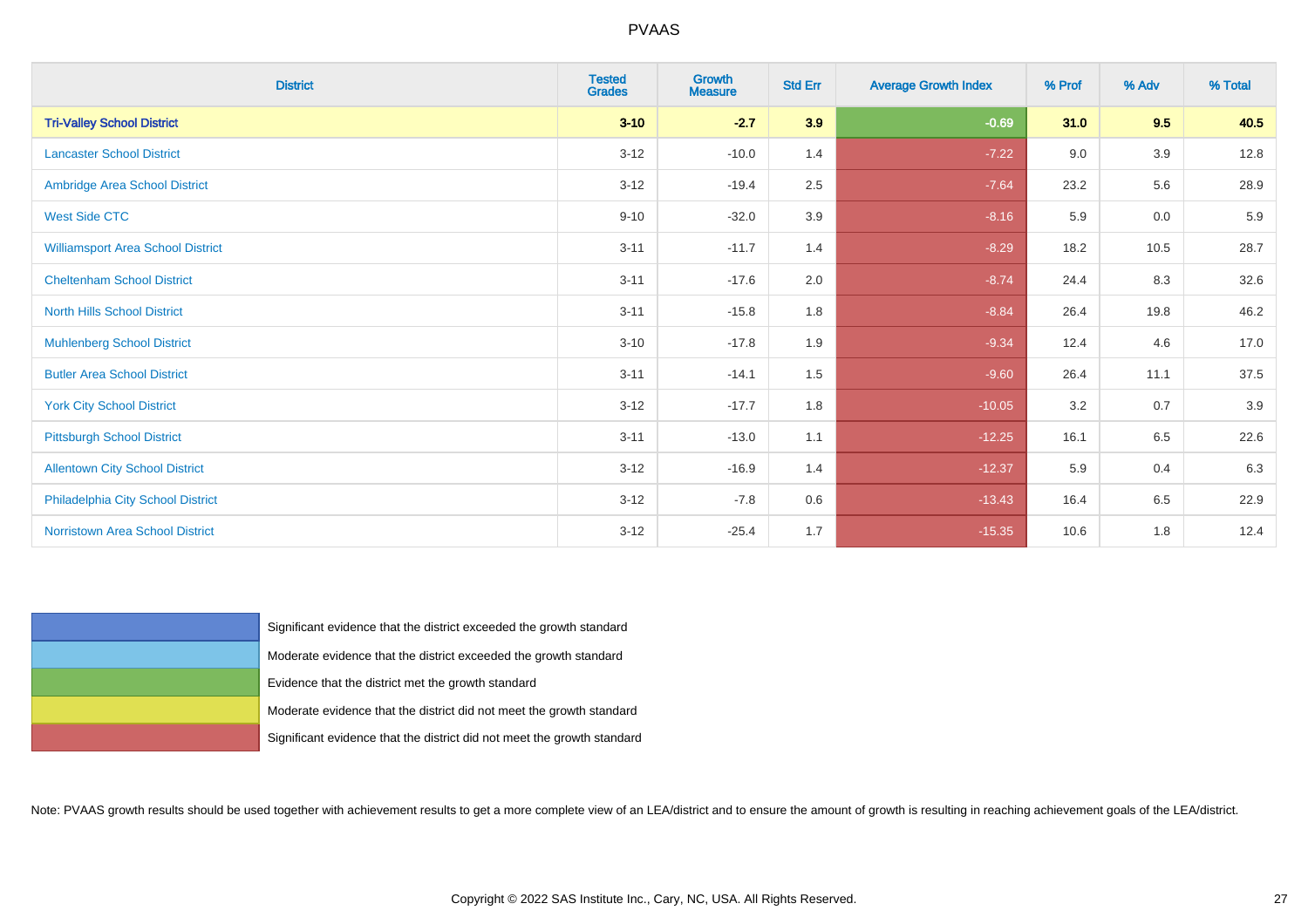PVAAS

| District | Tested Grades | Growth Measure | Std Err | Average Growth Index | % Prof | % Adv | % Total |
|---|---|---|---|---|---|---|---|
| **Tri-Valley School District** | **3-10** | **-2.7** | **3.9** | **-0.69** | **31.0** | **9.5** | **40.5** |
| Lancaster School District | 3-12 | -10.0 | 1.4 | -7.22 | 9.0 | 3.9 | 12.8 |
| Ambridge Area School District | 3-12 | -19.4 | 2.5 | -7.64 | 23.2 | 5.6 | 28.9 |
| West Side CTC | 9-10 | -32.0 | 3.9 | -8.16 | 5.9 | 0.0 | 5.9 |
| Williamsport Area School District | 3-11 | -11.7 | 1.4 | -8.29 | 18.2 | 10.5 | 28.7 |
| Cheltenham School District | 3-11 | -17.6 | 2.0 | -8.74 | 24.4 | 8.3 | 32.6 |
| North Hills School District | 3-11 | -15.8 | 1.8 | -8.84 | 26.4 | 19.8 | 46.2 |
| Muhlenberg School District | 3-10 | -17.8 | 1.9 | -9.34 | 12.4 | 4.6 | 17.0 |
| Butler Area School District | 3-11 | -14.1 | 1.5 | -9.60 | 26.4 | 11.1 | 37.5 |
| York City School District | 3-12 | -17.7 | 1.8 | -10.05 | 3.2 | 0.7 | 3.9 |
| Pittsburgh School District | 3-11 | -13.0 | 1.1 | -12.25 | 16.1 | 6.5 | 22.6 |
| Allentown City School District | 3-12 | -16.9 | 1.4 | -12.37 | 5.9 | 0.4 | 6.3 |
| Philadelphia City School District | 3-12 | -7.8 | 0.6 | -13.43 | 16.4 | 6.5 | 22.9 |
| Norristown Area School District | 3-12 | -25.4 | 1.7 | -15.35 | 10.6 | 1.8 | 12.4 |

Significant evidence that the district exceeded the growth standard

Moderate evidence that the district exceeded the growth standard

Evidence that the district met the growth standard

Moderate evidence that the district did not meet the growth standard

Significant evidence that the district did not meet the growth standard

Note: PVAAS growth results should be used together with achievement results to get a more complete view of an LEA/district and to ensure the amount of growth is resulting in reaching achievement goals of the LEA/district.

Copyright © 2022 SAS Institute Inc., Cary, NC, USA. All Rights Reserved.